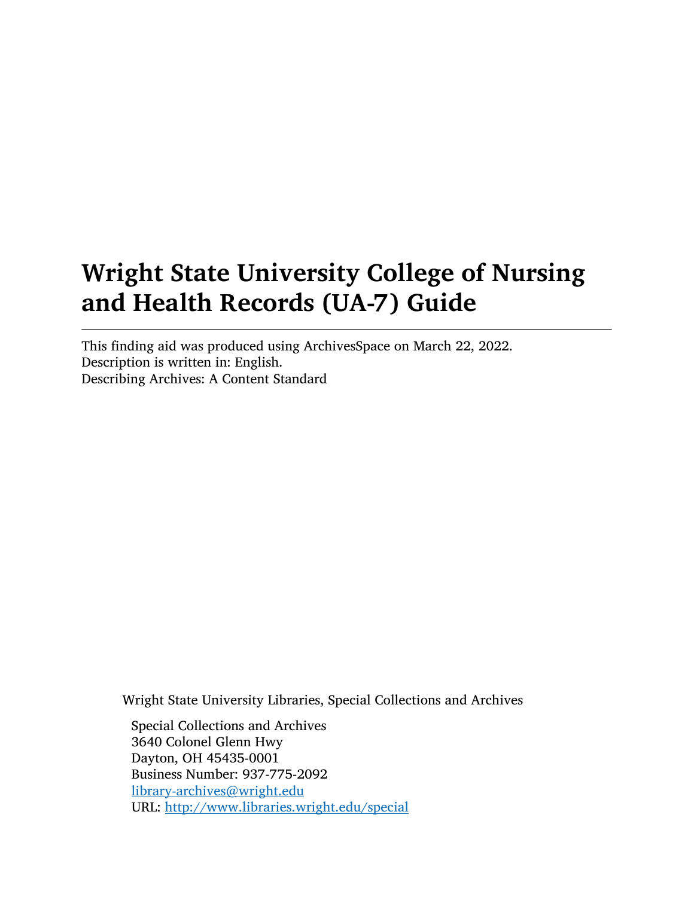# Wright State University College of Nursing and Health Records (UA-7) Guide

---

This finding aid was produced using ArchivesSpace on March 22, 2022.
Description is written in: English.
Describing Archives: A Content Standard

Wright State University Libraries, Special Collections and Archives

Special Collections and Archives
3640 Colonel Glenn Hwy
Dayton, OH 45435-0001
Business Number: 937-775-2092
library-archives@wright.edu
URL: http://www.libraries.wright.edu/special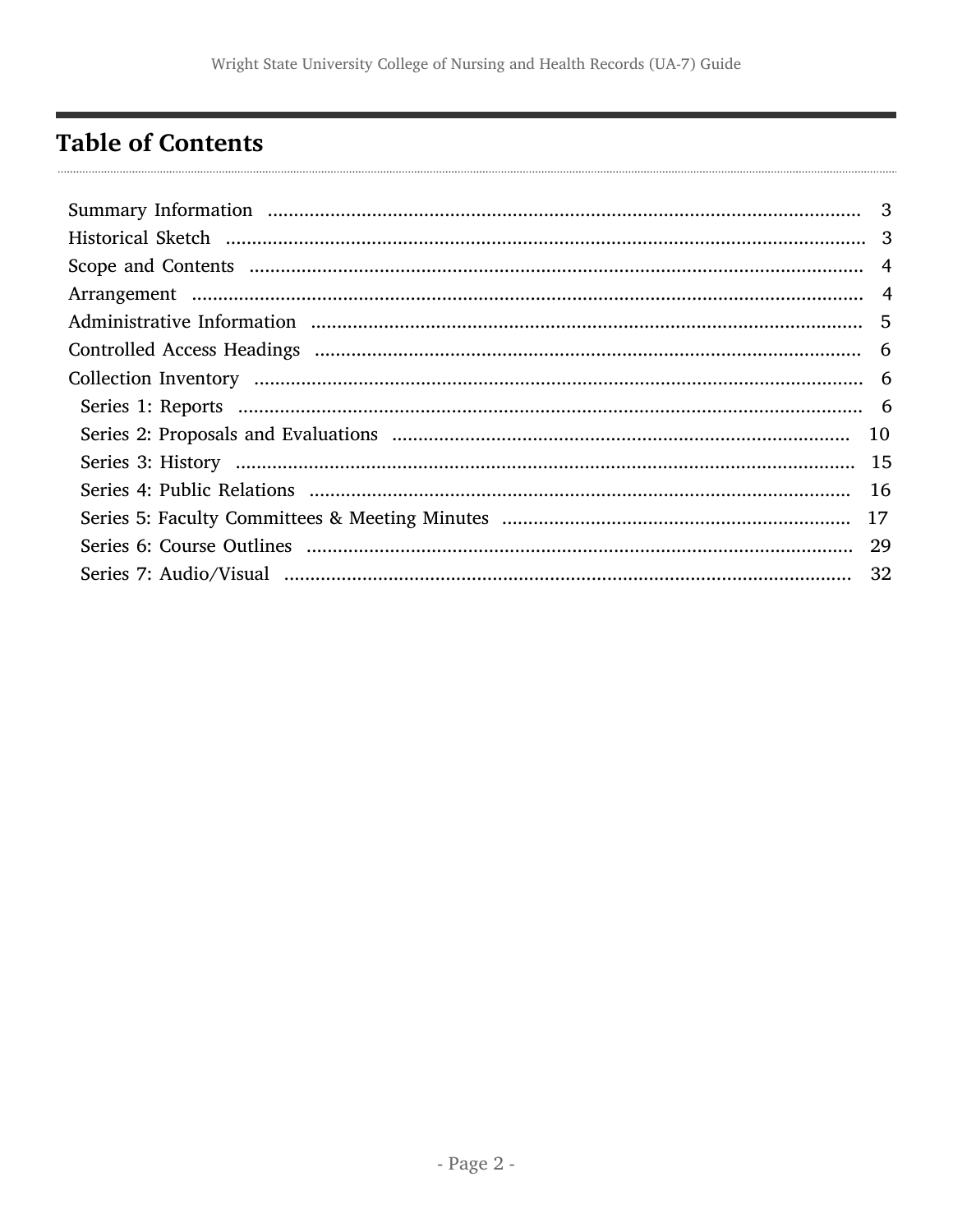## Table of Contents

- Summary Information ........................................ 3
- Historical Sketch ........................................ 3
- Scope and Contents ........................................ 4
- Arrangement ........................................ 4
- Administrative Information ........................................ 5
- Controlled Access Headings ........................................ 6
- Collection Inventory ........................................ 6
  - Series 1: Reports ........................................ 6
  - Series 2: Proposals and Evaluations ........................................ 10
  - Series 3: History ........................................ 15
  - Series 4: Public Relations ........................................ 16
  - Series 5: Faculty Committees & Meeting Minutes ........................................ 17
  - Series 6: Course Outlines ........................................ 29
  - Series 7: Audio/Visual ........................................ 32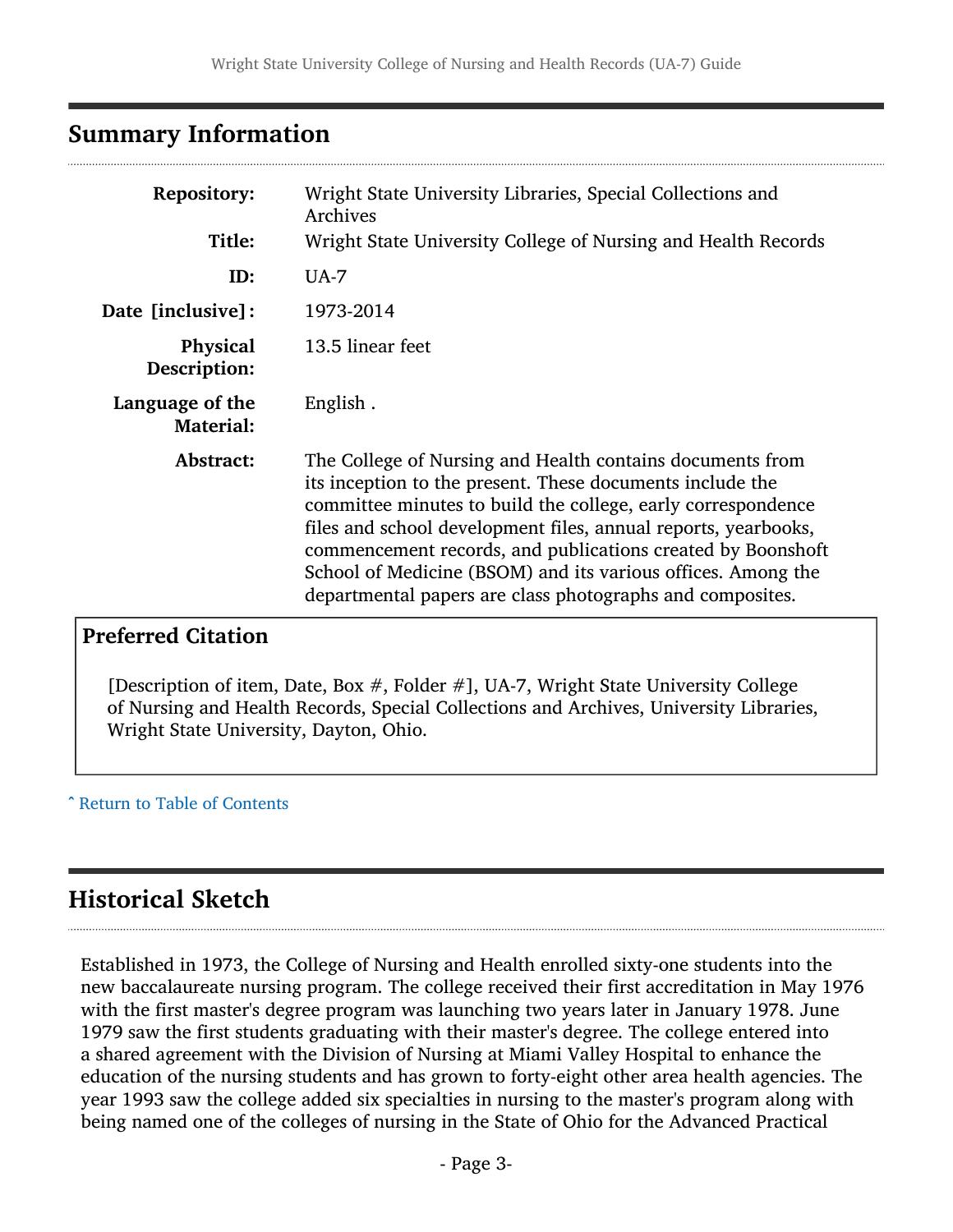## Summary Information

| | |
|---|---|
| **Repository:** | Wright State University Libraries, Special Collections and Archives |
| **Title:** | Wright State University College of Nursing and Health Records |
| **ID:** | UA-7 |
| **Date [inclusive]:** | 1973-2014 |
| **Physical Description:** | 13.5 linear feet |
| **Language of the Material:** | English . |
| **Abstract:** | The College of Nursing and Health contains documents from its inception to the present. These documents include the committee minutes to build the college, early correspondence files and school development files, annual reports, yearbooks, commencement records, and publications created by Boonshoft School of Medicine (BSOM) and its various offices. Among the departmental papers are class photographs and composites. |

### Preferred Citation

[Description of item, Date, Box #, Folder #], UA-7, Wright State University College of Nursing and Health Records, Special Collections and Archives, University Libraries, Wright State University, Dayton, Ohio.

ˆ Return to Table of Contents

## Historical Sketch

Established in 1973, the College of Nursing and Health enrolled sixty-one students into the new baccalaureate nursing program. The college received their first accreditation in May 1976 with the first master's degree program was launching two years later in January 1978. June 1979 saw the first students graduating with their master's degree. The college entered into a shared agreement with the Division of Nursing at Miami Valley Hospital to enhance the education of the nursing students and has grown to forty-eight other area health agencies. The year 1993 saw the college added six specialties in nursing to the master's program along with being named one of the colleges of nursing in the State of Ohio for the Advanced Practical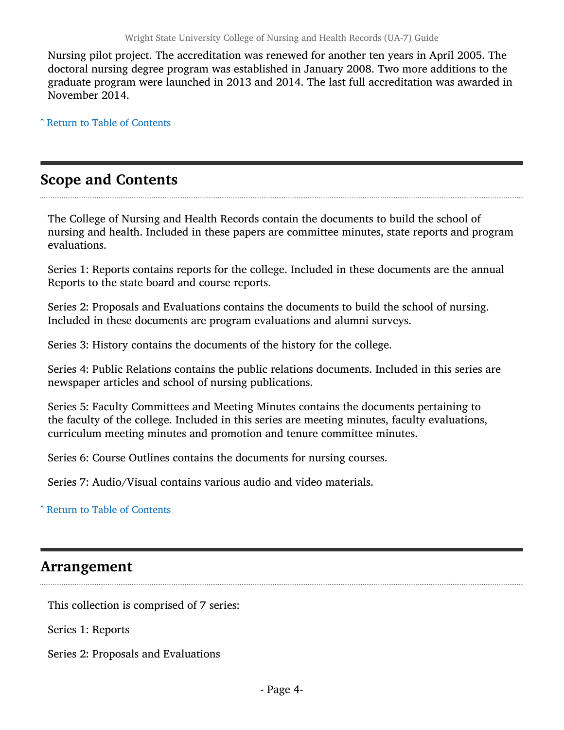Nursing pilot project. The accreditation was renewed for another ten years in April 2005. The doctoral nursing degree program was established in January 2008. Two more additions to the graduate program were launched in 2013 and 2014. The last full accreditation was awarded in November 2014.

ˆ Return to Table of Contents

## Scope and Contents

The College of Nursing and Health Records contain the documents to build the school of nursing and health. Included in these papers are committee minutes, state reports and program evaluations.

Series 1: Reports contains reports for the college. Included in these documents are the annual Reports to the state board and course reports.

Series 2: Proposals and Evaluations contains the documents to build the school of nursing. Included in these documents are program evaluations and alumni surveys.

Series 3: History contains the documents of the history for the college.

Series 4: Public Relations contains the public relations documents. Included in this series are newspaper articles and school of nursing publications.

Series 5: Faculty Committees and Meeting Minutes contains the documents pertaining to the faculty of the college. Included in this series are meeting minutes, faculty evaluations, curriculum meeting minutes and promotion and tenure committee minutes.

Series 6: Course Outlines contains the documents for nursing courses.

Series 7: Audio/Visual contains various audio and video materials.

ˆ Return to Table of Contents

## Arrangement

This collection is comprised of 7 series:

Series 1: Reports

Series 2: Proposals and Evaluations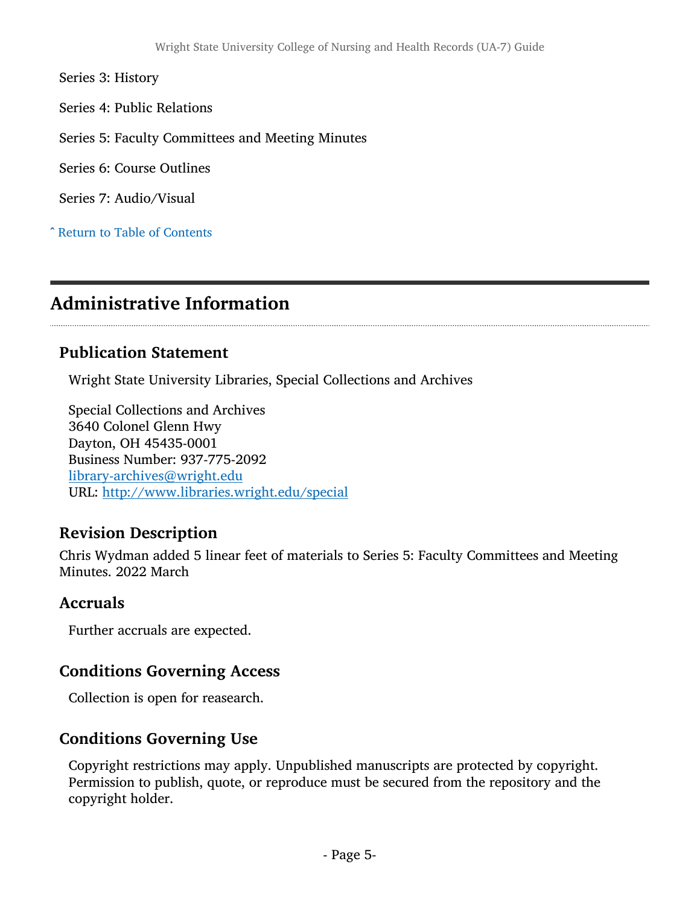Series 3: History

Series 4: Public Relations

Series 5: Faculty Committees and Meeting Minutes

Series 6: Course Outlines

Series 7: Audio/Visual

ˆ Return to Table of Contents

## Administrative Information

### Publication Statement

Wright State University Libraries, Special Collections and Archives

Special Collections and Archives
3640 Colonel Glenn Hwy
Dayton, OH 45435-0001
Business Number: 937-775-2092
library-archives@wright.edu
URL: http://www.libraries.wright.edu/special

### Revision Description

Chris Wydman added 5 linear feet of materials to Series 5: Faculty Committees and Meeting Minutes. 2022 March

### Accruals

Further accruals are expected.

### Conditions Governing Access

Collection is open for reasearch.

### Conditions Governing Use

Copyright restrictions may apply. Unpublished manuscripts are protected by copyright. Permission to publish, quote, or reproduce must be secured from the repository and the copyright holder.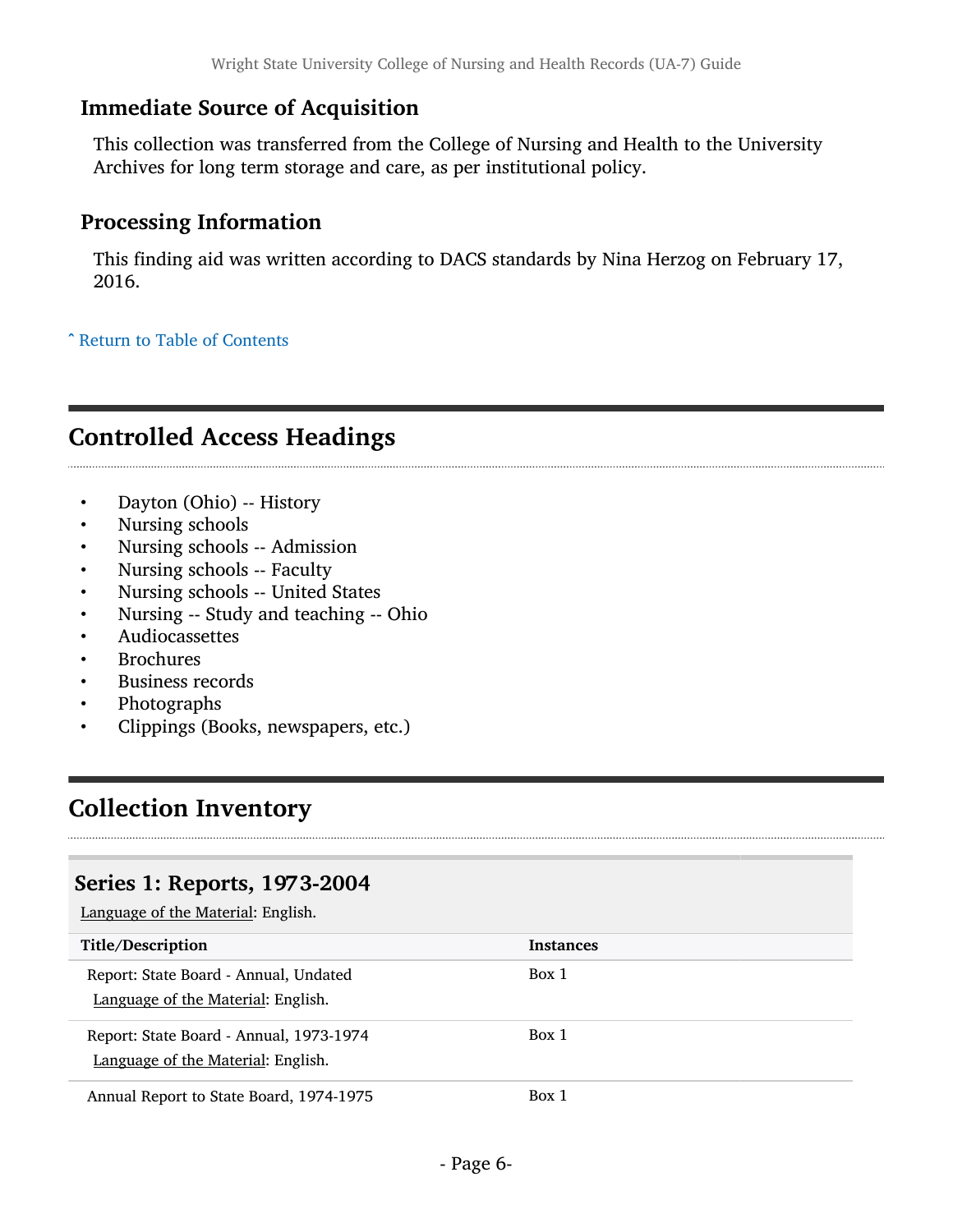### Immediate Source of Acquisition

This collection was transferred from the College of Nursing and Health to the University Archives for long term storage and care, as per institutional policy.

### Processing Information

This finding aid was written according to DACS standards by Nina Herzog on February 17, 2016.

ˆ Return to Table of Contents

## Controlled Access Headings

- Dayton (Ohio) -- History
- Nursing schools
- Nursing schools -- Admission
- Nursing schools -- Faculty
- Nursing schools -- United States
- Nursing -- Study and teaching -- Ohio
- Audiocassettes
- Brochures
- Business records
- Photographs
- Clippings (Books, newspapers, etc.)

## Collection Inventory

### Series 1: Reports, 1973-2004

Language of the Material: English.

| Title/Description | Instances |
|---|---|
| Report: State Board - Annual, Undated<br>Language of the Material: English. | Box 1 |
| Report: State Board - Annual, 1973-1974<br>Language of the Material: English. | Box 1 |
| Annual Report to State Board, 1974-1975 | Box 1 |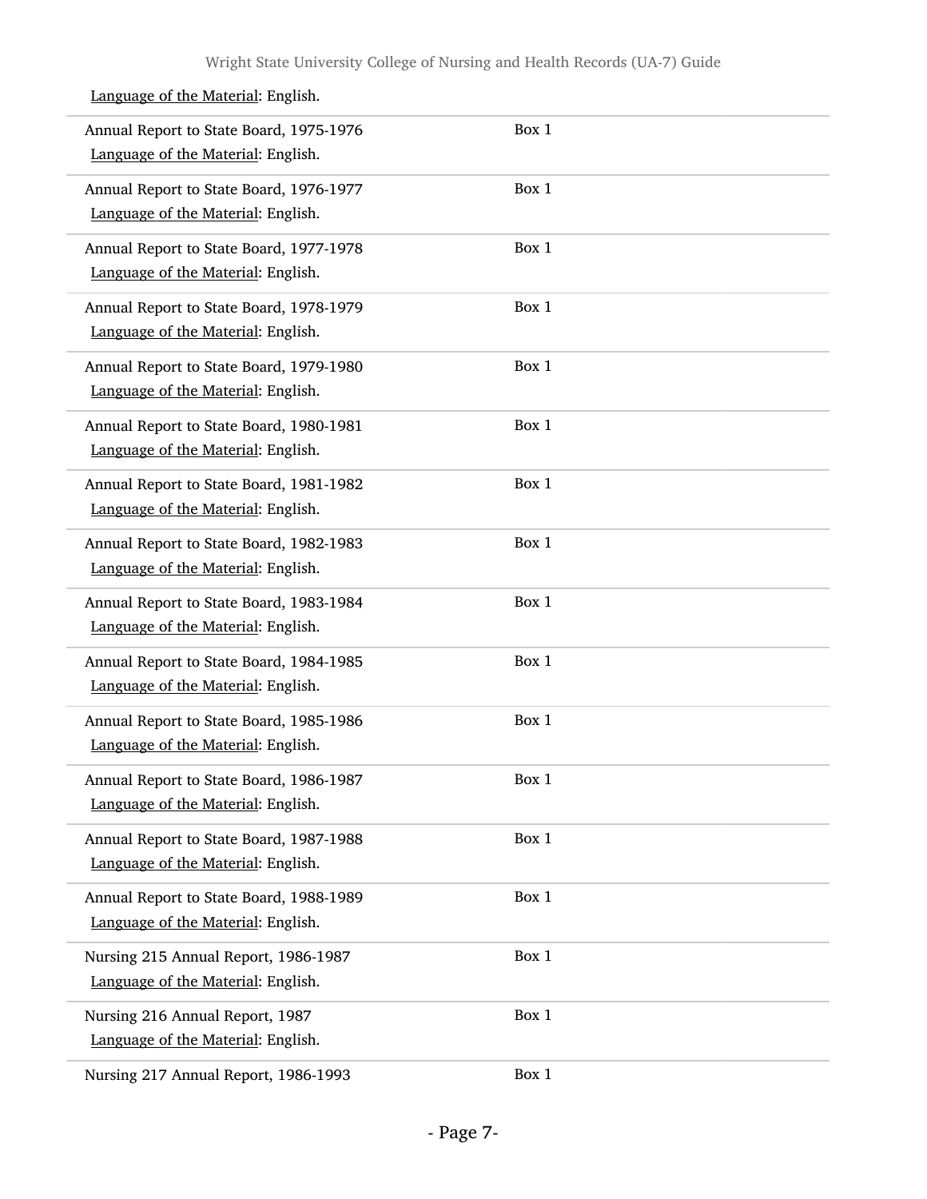Language of the Material: English.

| | |
|---|---|
| Annual Report to State Board, 1975-1976<br>Language of the Material: English. | Box 1 |
| Annual Report to State Board, 1976-1977<br>Language of the Material: English. | Box 1 |
| Annual Report to State Board, 1977-1978<br>Language of the Material: English. | Box 1 |
| Annual Report to State Board, 1978-1979<br>Language of the Material: English. | Box 1 |
| Annual Report to State Board, 1979-1980<br>Language of the Material: English. | Box 1 |
| Annual Report to State Board, 1980-1981<br>Language of the Material: English. | Box 1 |
| Annual Report to State Board, 1981-1982<br>Language of the Material: English. | Box 1 |
| Annual Report to State Board, 1982-1983<br>Language of the Material: English. | Box 1 |
| Annual Report to State Board, 1983-1984<br>Language of the Material: English. | Box 1 |
| Annual Report to State Board, 1984-1985<br>Language of the Material: English. | Box 1 |
| Annual Report to State Board, 1985-1986<br>Language of the Material: English. | Box 1 |
| Annual Report to State Board, 1986-1987<br>Language of the Material: English. | Box 1 |
| Annual Report to State Board, 1987-1988<br>Language of the Material: English. | Box 1 |
| Annual Report to State Board, 1988-1989<br>Language of the Material: English. | Box 1 |
| Nursing 215 Annual Report, 1986-1987<br>Language of the Material: English. | Box 1 |
| Nursing 216 Annual Report, 1987<br>Language of the Material: English. | Box 1 |
| Nursing 217 Annual Report, 1986-1993 | Box 1 |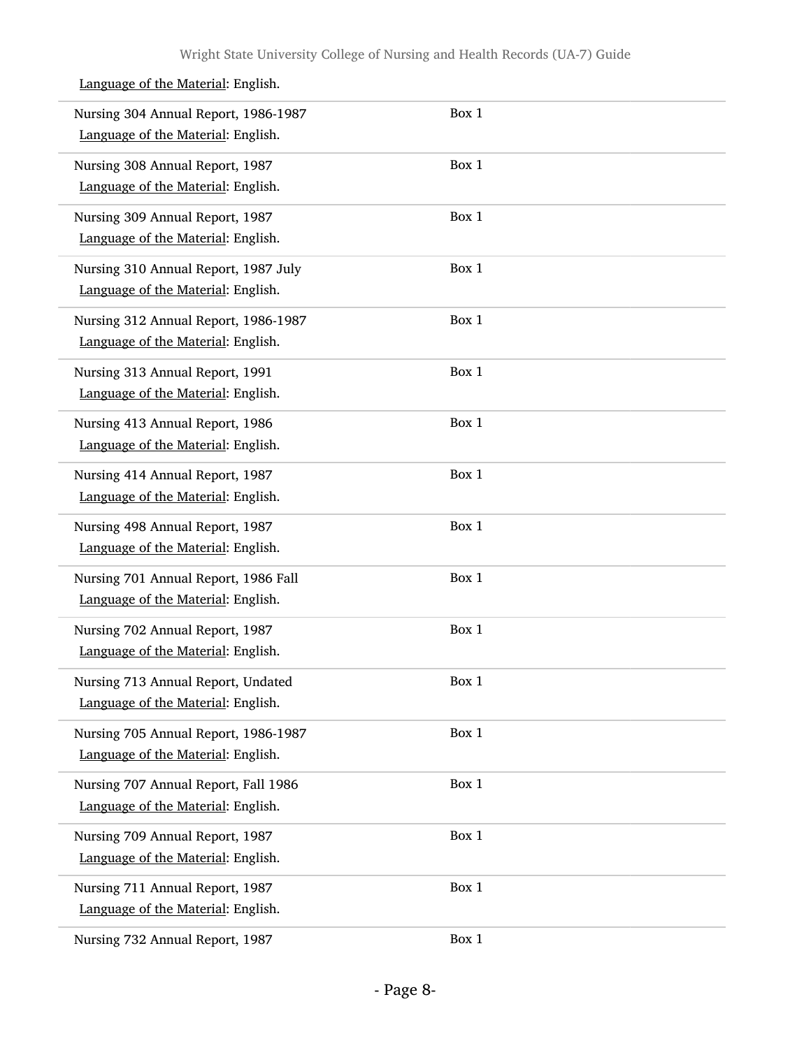Language of the Material: English.

| | |
|---|---|
| Nursing 304 Annual Report, 1986-1987<br>Language of the Material: English. | Box 1 |
| Nursing 308 Annual Report, 1987<br>Language of the Material: English. | Box 1 |
| Nursing 309 Annual Report, 1987<br>Language of the Material: English. | Box 1 |
| Nursing 310 Annual Report, 1987 July<br>Language of the Material: English. | Box 1 |
| Nursing 312 Annual Report, 1986-1987<br>Language of the Material: English. | Box 1 |
| Nursing 313 Annual Report, 1991<br>Language of the Material: English. | Box 1 |
| Nursing 413 Annual Report, 1986<br>Language of the Material: English. | Box 1 |
| Nursing 414 Annual Report, 1987<br>Language of the Material: English. | Box 1 |
| Nursing 498 Annual Report, 1987<br>Language of the Material: English. | Box 1 |
| Nursing 701 Annual Report, 1986 Fall<br>Language of the Material: English. | Box 1 |
| Nursing 702 Annual Report, 1987<br>Language of the Material: English. | Box 1 |
| Nursing 713 Annual Report, Undated<br>Language of the Material: English. | Box 1 |
| Nursing 705 Annual Report, 1986-1987<br>Language of the Material: English. | Box 1 |
| Nursing 707 Annual Report, Fall 1986<br>Language of the Material: English. | Box 1 |
| Nursing 709 Annual Report, 1987<br>Language of the Material: English. | Box 1 |
| Nursing 711 Annual Report, 1987<br>Language of the Material: English. | Box 1 |
| Nursing 732 Annual Report, 1987 | Box 1 |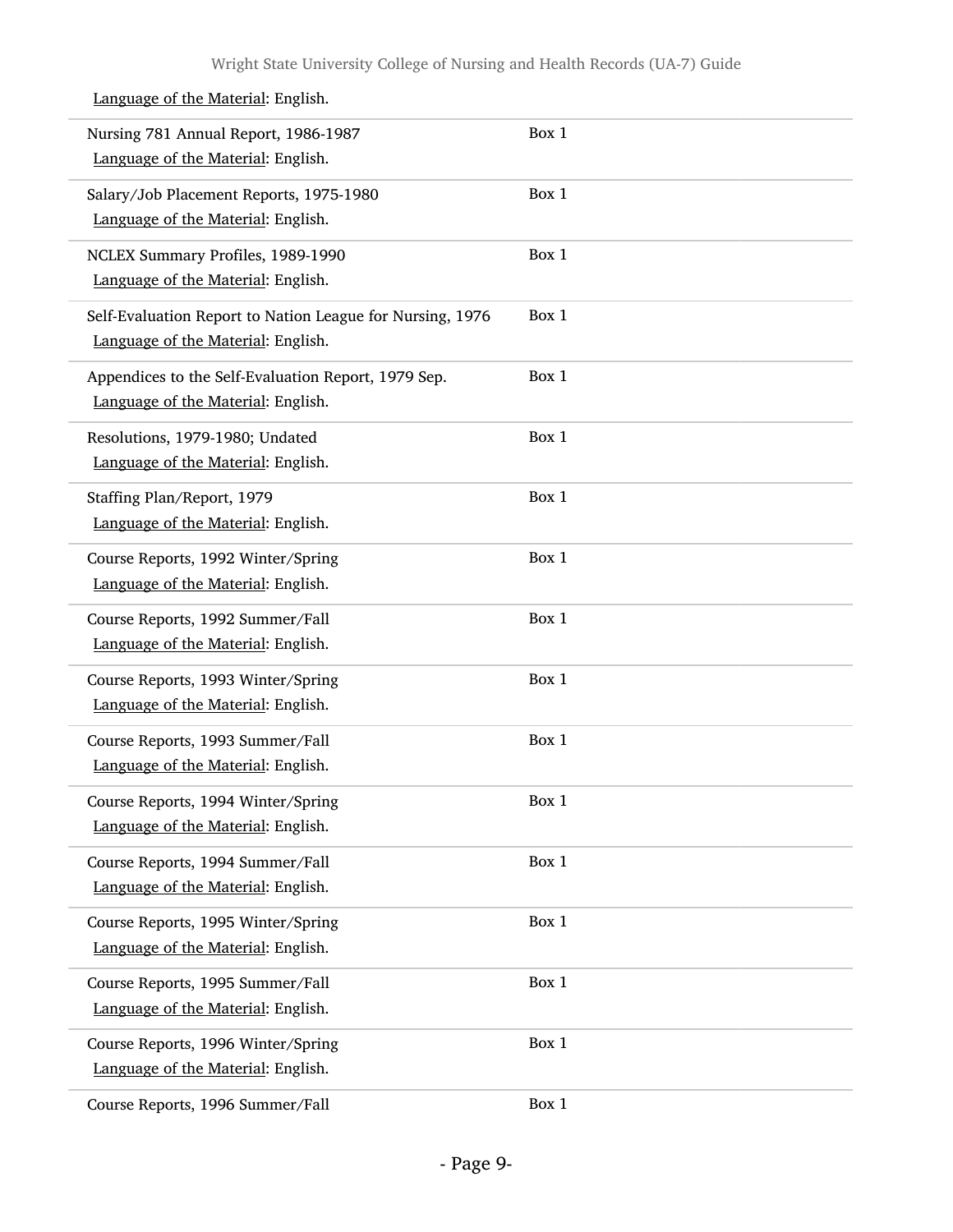Language of the Material: English.

| | |
|---|---|
| Nursing 781 Annual Report, 1986-1987<br>Language of the Material: English. | Box 1 |
| Salary/Job Placement Reports, 1975-1980<br>Language of the Material: English. | Box 1 |
| NCLEX Summary Profiles, 1989-1990<br>Language of the Material: English. | Box 1 |
| Self-Evaluation Report to Nation League for Nursing, 1976<br>Language of the Material: English. | Box 1 |
| Appendices to the Self-Evaluation Report, 1979 Sep.<br>Language of the Material: English. | Box 1 |
| Resolutions, 1979-1980; Undated<br>Language of the Material: English. | Box 1 |
| Staffing Plan/Report, 1979<br>Language of the Material: English. | Box 1 |
| Course Reports, 1992 Winter/Spring<br>Language of the Material: English. | Box 1 |
| Course Reports, 1992 Summer/Fall<br>Language of the Material: English. | Box 1 |
| Course Reports, 1993 Winter/Spring<br>Language of the Material: English. | Box 1 |
| Course Reports, 1993 Summer/Fall<br>Language of the Material: English. | Box 1 |
| Course Reports, 1994 Winter/Spring<br>Language of the Material: English. | Box 1 |
| Course Reports, 1994 Summer/Fall<br>Language of the Material: English. | Box 1 |
| Course Reports, 1995 Winter/Spring<br>Language of the Material: English. | Box 1 |
| Course Reports, 1995 Summer/Fall<br>Language of the Material: English. | Box 1 |
| Course Reports, 1996 Winter/Spring<br>Language of the Material: English. | Box 1 |
| Course Reports, 1996 Summer/Fall | Box 1 |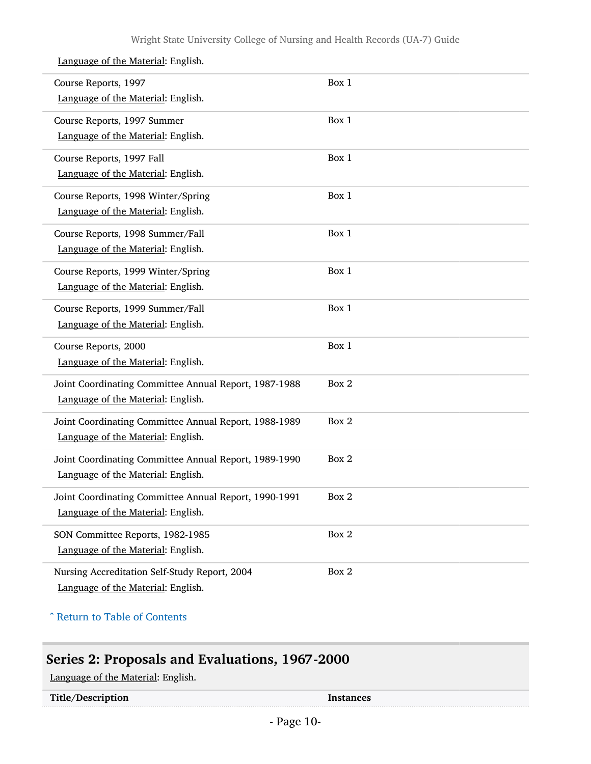Language of the Material: English.

| | |
|---|---|
| Course Reports, 1997<br>Language of the Material: English. | Box 1 |
| Course Reports, 1997 Summer<br>Language of the Material: English. | Box 1 |
| Course Reports, 1997 Fall<br>Language of the Material: English. | Box 1 |
| Course Reports, 1998 Winter/Spring<br>Language of the Material: English. | Box 1 |
| Course Reports, 1998 Summer/Fall<br>Language of the Material: English. | Box 1 |
| Course Reports, 1999 Winter/Spring<br>Language of the Material: English. | Box 1 |
| Course Reports, 1999 Summer/Fall<br>Language of the Material: English. | Box 1 |
| Course Reports, 2000<br>Language of the Material: English. | Box 1 |
| Joint Coordinating Committee Annual Report, 1987-1988<br>Language of the Material: English. | Box 2 |
| Joint Coordinating Committee Annual Report, 1988-1989<br>Language of the Material: English. | Box 2 |
| Joint Coordinating Committee Annual Report, 1989-1990<br>Language of the Material: English. | Box 2 |
| Joint Coordinating Committee Annual Report, 1990-1991<br>Language of the Material: English. | Box 2 |
| SON Committee Reports, 1982-1985<br>Language of the Material: English. | Box 2 |
| Nursing Accreditation Self-Study Report, 2004<br>Language of the Material: English. | Box 2 |

ˆ Return to Table of Contents

## Series 2: Proposals and Evaluations, 1967-2000

Language of the Material: English.

| Title/Description | Instances |
|---|---|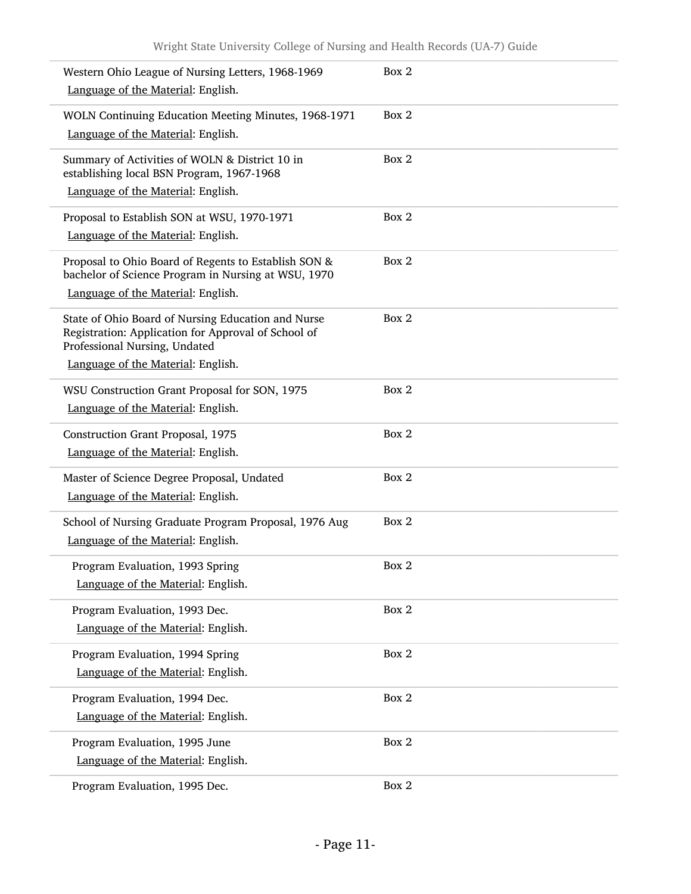| | |
|---|---|
| Western Ohio League of Nursing Letters, 1968-1969<br>Language of the Material: English. | Box 2 |
| WOLN Continuing Education Meeting Minutes, 1968-1971<br>Language of the Material: English. | Box 2 |
| Summary of Activities of WOLN & District 10 in establishing local BSN Program, 1967-1968<br>Language of the Material: English. | Box 2 |
| Proposal to Establish SON at WSU, 1970-1971<br>Language of the Material: English. | Box 2 |
| Proposal to Ohio Board of Regents to Establish SON & bachelor of Science Program in Nursing at WSU, 1970<br>Language of the Material: English. | Box 2 |
| State of Ohio Board of Nursing Education and Nurse Registration: Application for Approval of School of Professional Nursing, Undated<br>Language of the Material: English. | Box 2 |
| WSU Construction Grant Proposal for SON, 1975<br>Language of the Material: English. | Box 2 |
| Construction Grant Proposal, 1975<br>Language of the Material: English. | Box 2 |
| Master of Science Degree Proposal, Undated<br>Language of the Material: English. | Box 2 |
| School of Nursing Graduate Program Proposal, 1976 Aug<br>Language of the Material: English. | Box 2 |
| Program Evaluation, 1993 Spring<br>Language of the Material: English. | Box 2 |
| Program Evaluation, 1993 Dec.<br>Language of the Material: English. | Box 2 |
| Program Evaluation, 1994 Spring<br>Language of the Material: English. | Box 2 |
| Program Evaluation, 1994 Dec.<br>Language of the Material: English. | Box 2 |
| Program Evaluation, 1995 June<br>Language of the Material: English. | Box 2 |
| Program Evaluation, 1995 Dec. | Box 2 |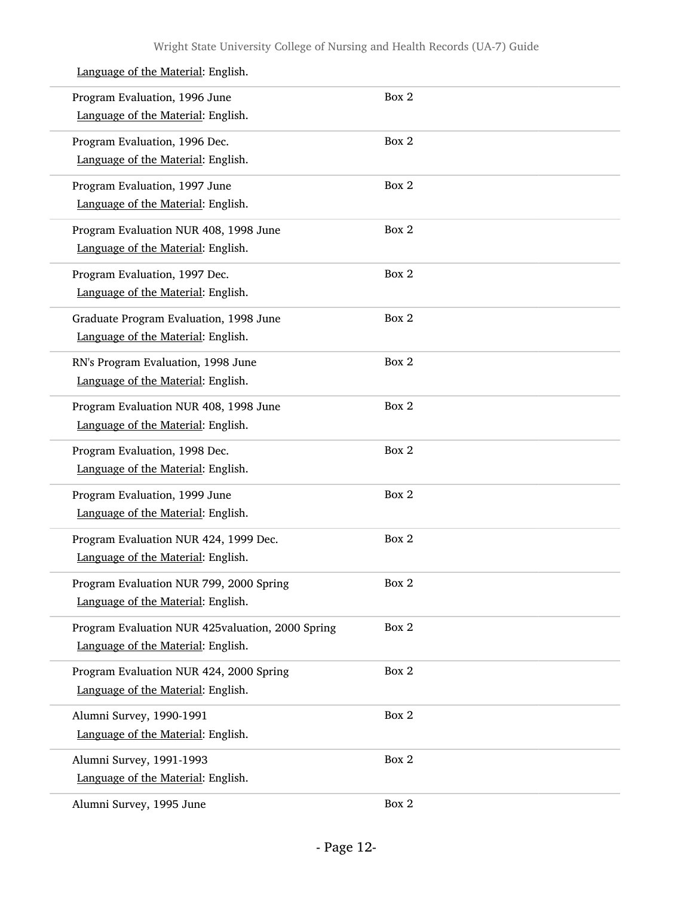Language of the Material: English.

| | |
|---|---|
| Program Evaluation, 1996 June<br>Language of the Material: English. | Box 2 |
| Program Evaluation, 1996 Dec.<br>Language of the Material: English. | Box 2 |
| Program Evaluation, 1997 June<br>Language of the Material: English. | Box 2 |
| Program Evaluation NUR 408, 1998 June<br>Language of the Material: English. | Box 2 |
| Program Evaluation, 1997 Dec.<br>Language of the Material: English. | Box 2 |
| Graduate Program Evaluation, 1998 June<br>Language of the Material: English. | Box 2 |
| RN's Program Evaluation, 1998 June<br>Language of the Material: English. | Box 2 |
| Program Evaluation NUR 408, 1998 June<br>Language of the Material: English. | Box 2 |
| Program Evaluation, 1998 Dec.<br>Language of the Material: English. | Box 2 |
| Program Evaluation, 1999 June<br>Language of the Material: English. | Box 2 |
| Program Evaluation NUR 424, 1999 Dec.<br>Language of the Material: English. | Box 2 |
| Program Evaluation NUR 799, 2000 Spring<br>Language of the Material: English. | Box 2 |
| Program Evaluation NUR 425valuation, 2000 Spring<br>Language of the Material: English. | Box 2 |
| Program Evaluation NUR 424, 2000 Spring<br>Language of the Material: English. | Box 2 |
| Alumni Survey, 1990-1991<br>Language of the Material: English. | Box 2 |
| Alumni Survey, 1991-1993<br>Language of the Material: English. | Box 2 |
| Alumni Survey, 1995 June | Box 2 |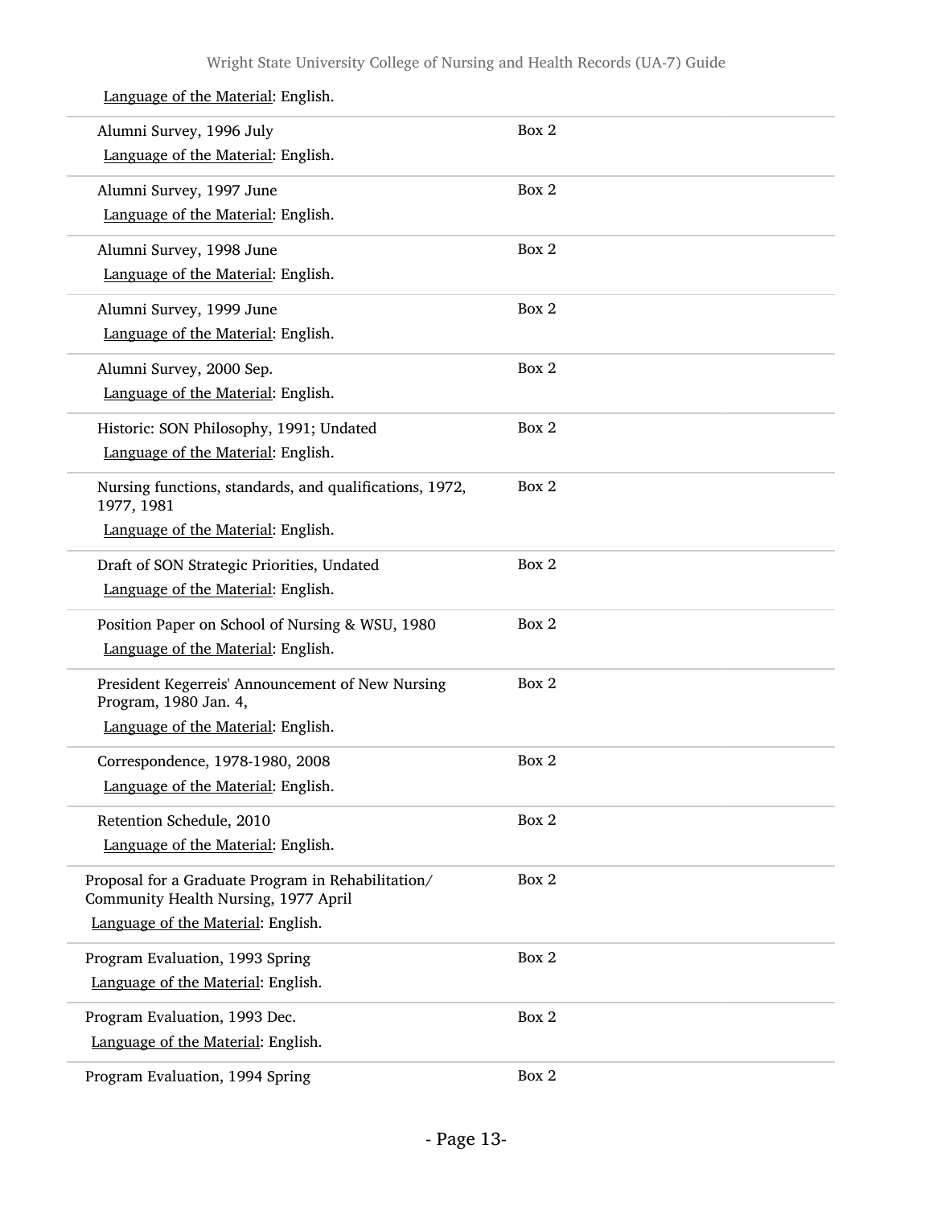Language of the Material: English.

| | |
|---|---|
| Alumni Survey, 1996 July<br>Language of the Material: English. | Box 2 |
| Alumni Survey, 1997 June<br>Language of the Material: English. | Box 2 |
| Alumni Survey, 1998 June<br>Language of the Material: English. | Box 2 |
| Alumni Survey, 1999 June<br>Language of the Material: English. | Box 2 |
| Alumni Survey, 2000 Sep.<br>Language of the Material: English. | Box 2 |
| Historic: SON Philosophy, 1991; Undated<br>Language of the Material: English. | Box 2 |
| Nursing functions, standards, and qualifications, 1972, 1977, 1981<br>Language of the Material: English. | Box 2 |
| Draft of SON Strategic Priorities, Undated<br>Language of the Material: English. | Box 2 |
| Position Paper on School of Nursing & WSU, 1980<br>Language of the Material: English. | Box 2 |
| President Kegerreis' Announcement of New Nursing Program, 1980 Jan. 4,<br>Language of the Material: English. | Box 2 |
| Correspondence, 1978-1980, 2008<br>Language of the Material: English. | Box 2 |
| Retention Schedule, 2010<br>Language of the Material: English. | Box 2 |
| Proposal for a Graduate Program in Rehabilitation/ Community Health Nursing, 1977 April<br>Language of the Material: English. | Box 2 |
| Program Evaluation, 1993 Spring<br>Language of the Material: English. | Box 2 |
| Program Evaluation, 1993 Dec.<br>Language of the Material: English. | Box 2 |
| Program Evaluation, 1994 Spring | Box 2 |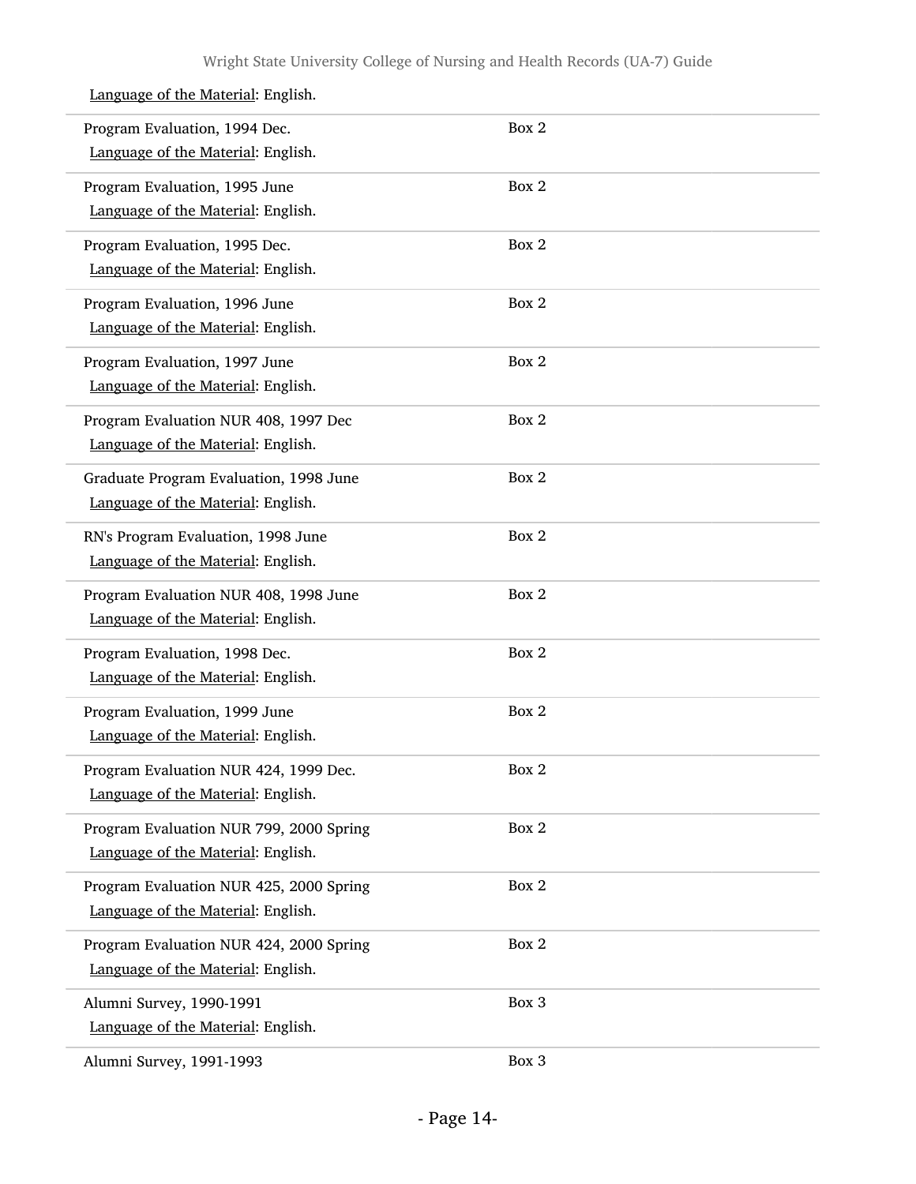Language of the Material: English.

| | |
|---|---|
| Program Evaluation, 1994 Dec.<br>Language of the Material: English. | Box 2 |
| Program Evaluation, 1995 June<br>Language of the Material: English. | Box 2 |
| Program Evaluation, 1995 Dec.<br>Language of the Material: English. | Box 2 |
| Program Evaluation, 1996 June<br>Language of the Material: English. | Box 2 |
| Program Evaluation, 1997 June<br>Language of the Material: English. | Box 2 |
| Program Evaluation NUR 408, 1997 Dec<br>Language of the Material: English. | Box 2 |
| Graduate Program Evaluation, 1998 June<br>Language of the Material: English. | Box 2 |
| RN's Program Evaluation, 1998 June<br>Language of the Material: English. | Box 2 |
| Program Evaluation NUR 408, 1998 June<br>Language of the Material: English. | Box 2 |
| Program Evaluation, 1998 Dec.<br>Language of the Material: English. | Box 2 |
| Program Evaluation, 1999 June<br>Language of the Material: English. | Box 2 |
| Program Evaluation NUR 424, 1999 Dec.<br>Language of the Material: English. | Box 2 |
| Program Evaluation NUR 799, 2000 Spring<br>Language of the Material: English. | Box 2 |
| Program Evaluation NUR 425, 2000 Spring<br>Language of the Material: English. | Box 2 |
| Program Evaluation NUR 424, 2000 Spring<br>Language of the Material: English. | Box 2 |
| Alumni Survey, 1990-1991<br>Language of the Material: English. | Box 3 |
| Alumni Survey, 1991-1993 | Box 3 |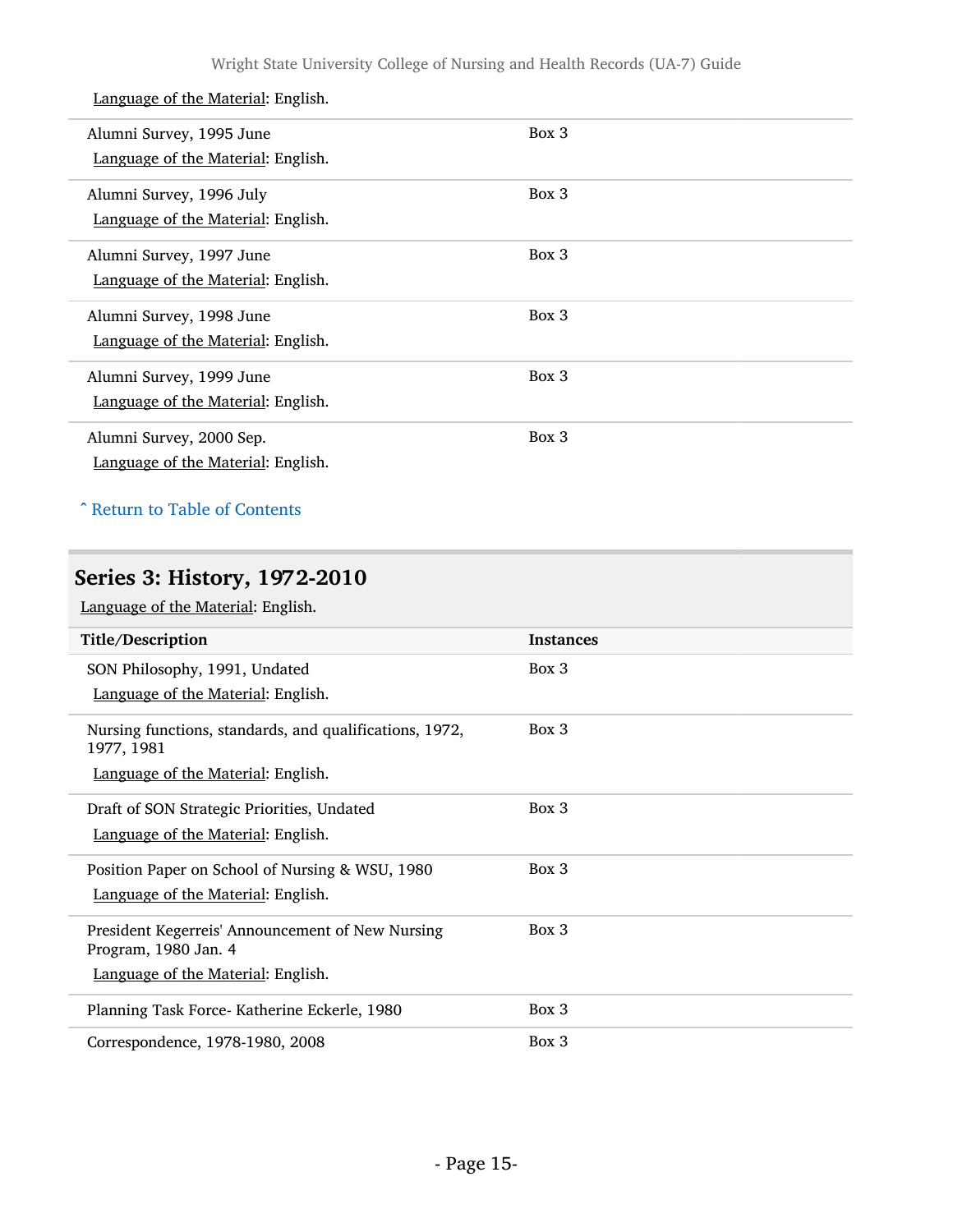Language of the Material: English.

| | |
|---|---|
| Alumni Survey, 1995 June<br>Language of the Material: English. | Box 3 |
| Alumni Survey, 1996 July<br>Language of the Material: English. | Box 3 |
| Alumni Survey, 1997 June<br>Language of the Material: English. | Box 3 |
| Alumni Survey, 1998 June<br>Language of the Material: English. | Box 3 |
| Alumni Survey, 1999 June<br>Language of the Material: English. | Box 3 |
| Alumni Survey, 2000 Sep.<br>Language of the Material: English. | Box 3 |

ˆ Return to Table of Contents

## Series 3: History, 1972-2010

Language of the Material: English.

| Title/Description | Instances |
|---|---|
| SON Philosophy, 1991, Undated<br>Language of the Material: English. | Box 3 |
| Nursing functions, standards, and qualifications, 1972, 1977, 1981<br>Language of the Material: English. | Box 3 |
| Draft of SON Strategic Priorities, Undated<br>Language of the Material: English. | Box 3 |
| Position Paper on School of Nursing & WSU, 1980<br>Language of the Material: English. | Box 3 |
| President Kegerreis' Announcement of New Nursing Program, 1980 Jan. 4<br>Language of the Material: English. | Box 3 |
| Planning Task Force- Katherine Eckerle, 1980 | Box 3 |
| Correspondence, 1978-1980, 2008 | Box 3 |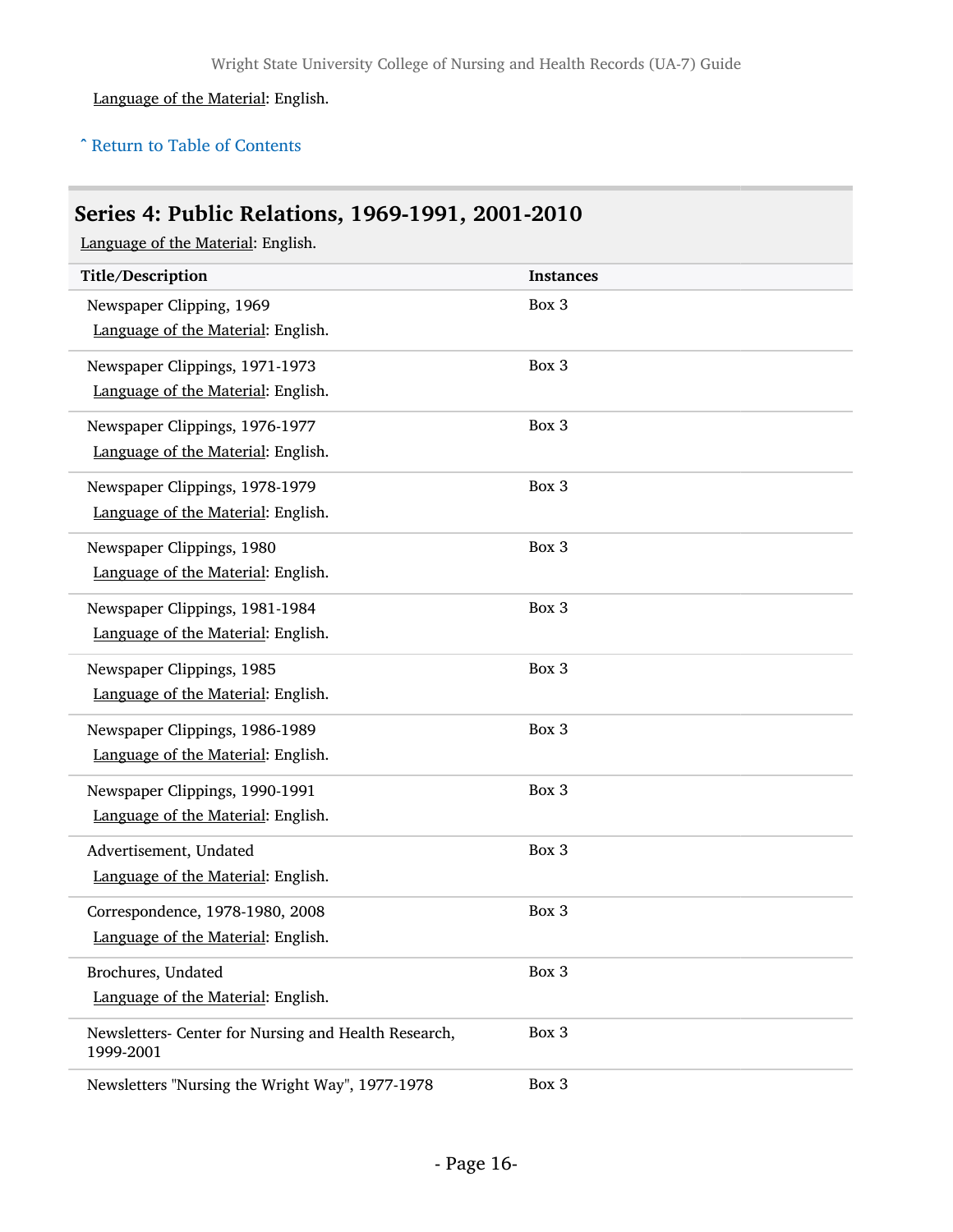Language of the Material: English.

ˆ Return to Table of Contents

## Series 4: Public Relations, 1969-1991, 2001-2010

Language of the Material: English.

| Title/Description | Instances |
| --- | --- |
| Newspaper Clipping, 1969<br>Language of the Material: English. | Box 3 |
| Newspaper Clippings, 1971-1973<br>Language of the Material: English. | Box 3 |
| Newspaper Clippings, 1976-1977<br>Language of the Material: English. | Box 3 |
| Newspaper Clippings, 1978-1979<br>Language of the Material: English. | Box 3 |
| Newspaper Clippings, 1980<br>Language of the Material: English. | Box 3 |
| Newspaper Clippings, 1981-1984<br>Language of the Material: English. | Box 3 |
| Newspaper Clippings, 1985<br>Language of the Material: English. | Box 3 |
| Newspaper Clippings, 1986-1989<br>Language of the Material: English. | Box 3 |
| Newspaper Clippings, 1990-1991<br>Language of the Material: English. | Box 3 |
| Advertisement, Undated<br>Language of the Material: English. | Box 3 |
| Correspondence, 1978-1980, 2008<br>Language of the Material: English. | Box 3 |
| Brochures, Undated<br>Language of the Material: English. | Box 3 |
| Newsletters- Center for Nursing and Health Research, 1999-2001 | Box 3 |
| Newsletters "Nursing the Wright Way", 1977-1978 | Box 3 |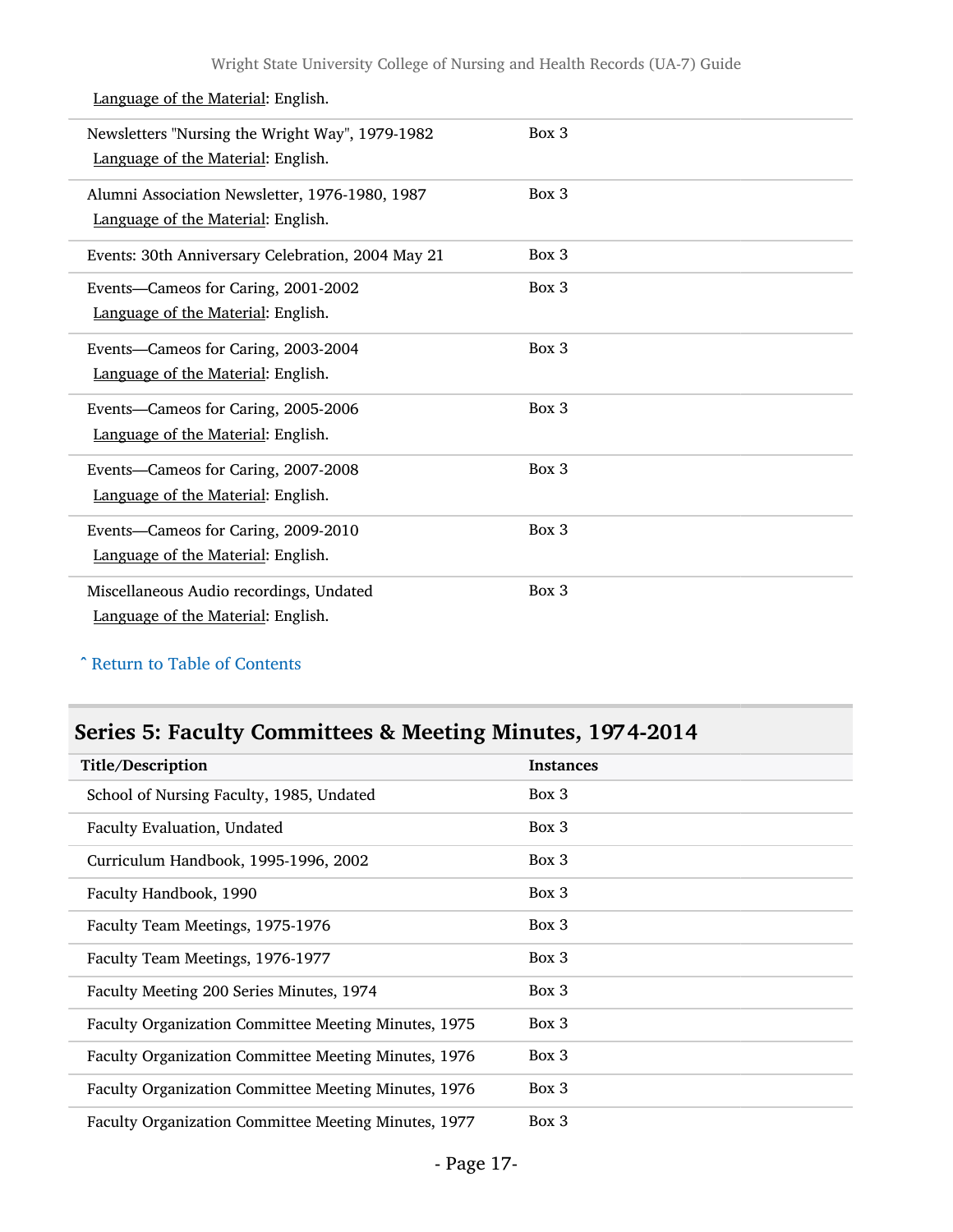Language of the Material: English.

| Title/Description | Instances |
| --- | --- |
| Newsletters "Nursing the Wright Way", 1979-1982<br>Language of the Material: English. | Box 3 |
| Alumni Association Newsletter, 1976-1980, 1987<br>Language of the Material: English. | Box 3 |
| Events: 30th Anniversary Celebration, 2004 May 21 | Box 3 |
| Events—Cameos for Caring, 2001-2002<br>Language of the Material: English. | Box 3 |
| Events—Cameos for Caring, 2003-2004<br>Language of the Material: English. | Box 3 |
| Events—Cameos for Caring, 2005-2006<br>Language of the Material: English. | Box 3 |
| Events—Cameos for Caring, 2007-2008<br>Language of the Material: English. | Box 3 |
| Events—Cameos for Caring, 2009-2010<br>Language of the Material: English. | Box 3 |
| Miscellaneous Audio recordings, Undated<br>Language of the Material: English. | Box 3 |

ˆ Return to Table of Contents

## Series 5: Faculty Committees & Meeting Minutes, 1974-2014

| Title/Description | Instances |
| --- | --- |
| School of Nursing Faculty, 1985, Undated | Box 3 |
| Faculty Evaluation, Undated | Box 3 |
| Curriculum Handbook, 1995-1996, 2002 | Box 3 |
| Faculty Handbook, 1990 | Box 3 |
| Faculty Team Meetings, 1975-1976 | Box 3 |
| Faculty Team Meetings, 1976-1977 | Box 3 |
| Faculty Meeting 200 Series Minutes, 1974 | Box 3 |
| Faculty Organization Committee Meeting Minutes, 1975 | Box 3 |
| Faculty Organization Committee Meeting Minutes, 1976 | Box 3 |
| Faculty Organization Committee Meeting Minutes, 1976 | Box 3 |
| Faculty Organization Committee Meeting Minutes, 1977 | Box 3 |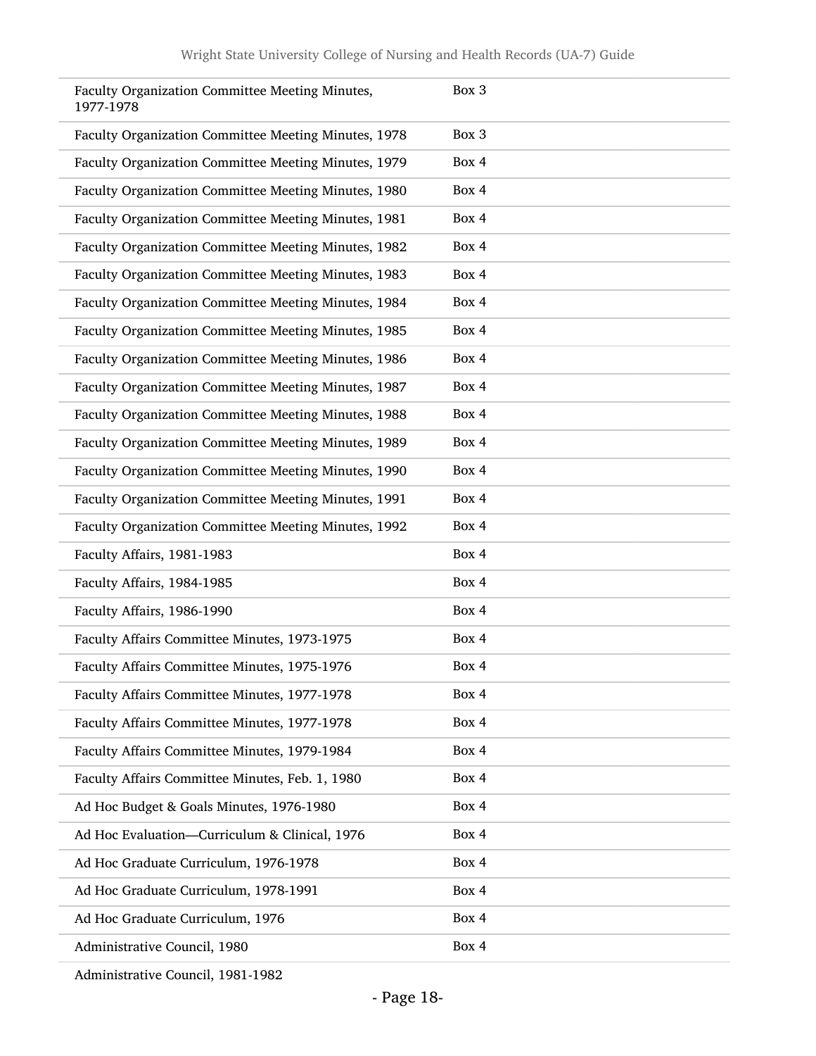| | |
|---|---|
| Faculty Organization Committee Meeting Minutes, 1977-1978 | Box 3 |
| Faculty Organization Committee Meeting Minutes, 1978 | Box 3 |
| Faculty Organization Committee Meeting Minutes, 1979 | Box 4 |
| Faculty Organization Committee Meeting Minutes, 1980 | Box 4 |
| Faculty Organization Committee Meeting Minutes, 1981 | Box 4 |
| Faculty Organization Committee Meeting Minutes, 1982 | Box 4 |
| Faculty Organization Committee Meeting Minutes, 1983 | Box 4 |
| Faculty Organization Committee Meeting Minutes, 1984 | Box 4 |
| Faculty Organization Committee Meeting Minutes, 1985 | Box 4 |
| Faculty Organization Committee Meeting Minutes, 1986 | Box 4 |
| Faculty Organization Committee Meeting Minutes, 1987 | Box 4 |
| Faculty Organization Committee Meeting Minutes, 1988 | Box 4 |
| Faculty Organization Committee Meeting Minutes, 1989 | Box 4 |
| Faculty Organization Committee Meeting Minutes, 1990 | Box 4 |
| Faculty Organization Committee Meeting Minutes, 1991 | Box 4 |
| Faculty Organization Committee Meeting Minutes, 1992 | Box 4 |
| Faculty Affairs, 1981-1983 | Box 4 |
| Faculty Affairs, 1984-1985 | Box 4 |
| Faculty Affairs, 1986-1990 | Box 4 |
| Faculty Affairs Committee Minutes, 1973-1975 | Box 4 |
| Faculty Affairs Committee Minutes, 1975-1976 | Box 4 |
| Faculty Affairs Committee Minutes, 1977-1978 | Box 4 |
| Faculty Affairs Committee Minutes, 1977-1978 | Box 4 |
| Faculty Affairs Committee Minutes, 1979-1984 | Box 4 |
| Faculty Affairs Committee Minutes, Feb. 1, 1980 | Box 4 |
| Ad Hoc Budget & Goals Minutes, 1976-1980 | Box 4 |
| Ad Hoc Evaluation—Curriculum & Clinical, 1976 | Box 4 |
| Ad Hoc Graduate Curriculum, 1976-1978 | Box 4 |
| Ad Hoc Graduate Curriculum, 1978-1991 | Box 4 |
| Ad Hoc Graduate Curriculum, 1976 | Box 4 |
| Administrative Council, 1980 | Box 4 |
| Administrative Council, 1981-1982 | |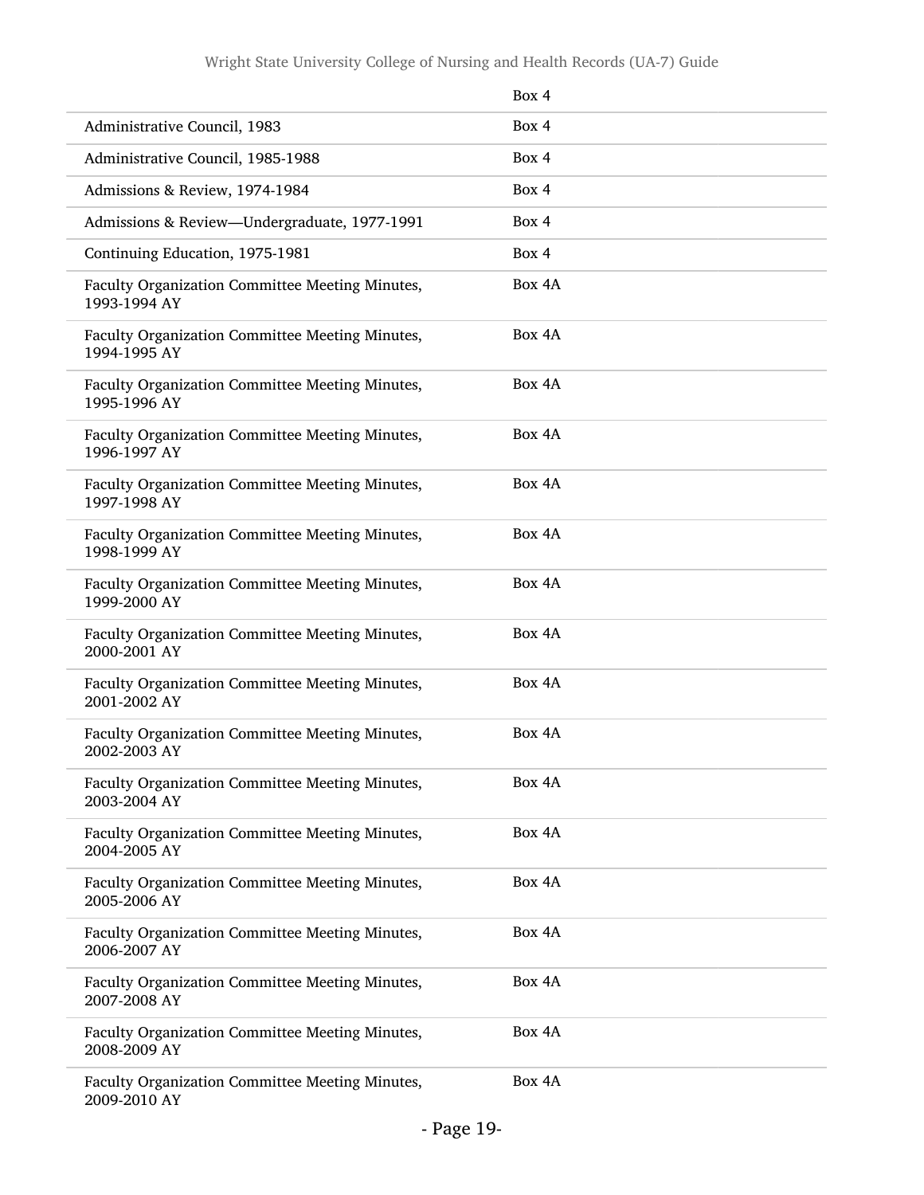| | Box 4 |
|---|---|
| Administrative Council, 1983 | Box 4 |
| Administrative Council, 1985-1988 | Box 4 |
| Admissions & Review, 1974-1984 | Box 4 |
| Admissions & Review—Undergraduate, 1977-1991 | Box 4 |
| Continuing Education, 1975-1981 | Box 4 |
| Faculty Organization Committee Meeting Minutes, 1993-1994 AY | Box 4A |
| Faculty Organization Committee Meeting Minutes, 1994-1995 AY | Box 4A |
| Faculty Organization Committee Meeting Minutes, 1995-1996 AY | Box 4A |
| Faculty Organization Committee Meeting Minutes, 1996-1997 AY | Box 4A |
| Faculty Organization Committee Meeting Minutes, 1997-1998 AY | Box 4A |
| Faculty Organization Committee Meeting Minutes, 1998-1999 AY | Box 4A |
| Faculty Organization Committee Meeting Minutes, 1999-2000 AY | Box 4A |
| Faculty Organization Committee Meeting Minutes, 2000-2001 AY | Box 4A |
| Faculty Organization Committee Meeting Minutes, 2001-2002 AY | Box 4A |
| Faculty Organization Committee Meeting Minutes, 2002-2003 AY | Box 4A |
| Faculty Organization Committee Meeting Minutes, 2003-2004 AY | Box 4A |
| Faculty Organization Committee Meeting Minutes, 2004-2005 AY | Box 4A |
| Faculty Organization Committee Meeting Minutes, 2005-2006 AY | Box 4A |
| Faculty Organization Committee Meeting Minutes, 2006-2007 AY | Box 4A |
| Faculty Organization Committee Meeting Minutes, 2007-2008 AY | Box 4A |
| Faculty Organization Committee Meeting Minutes, 2008-2009 AY | Box 4A |
| Faculty Organization Committee Meeting Minutes, 2009-2010 AY | Box 4A |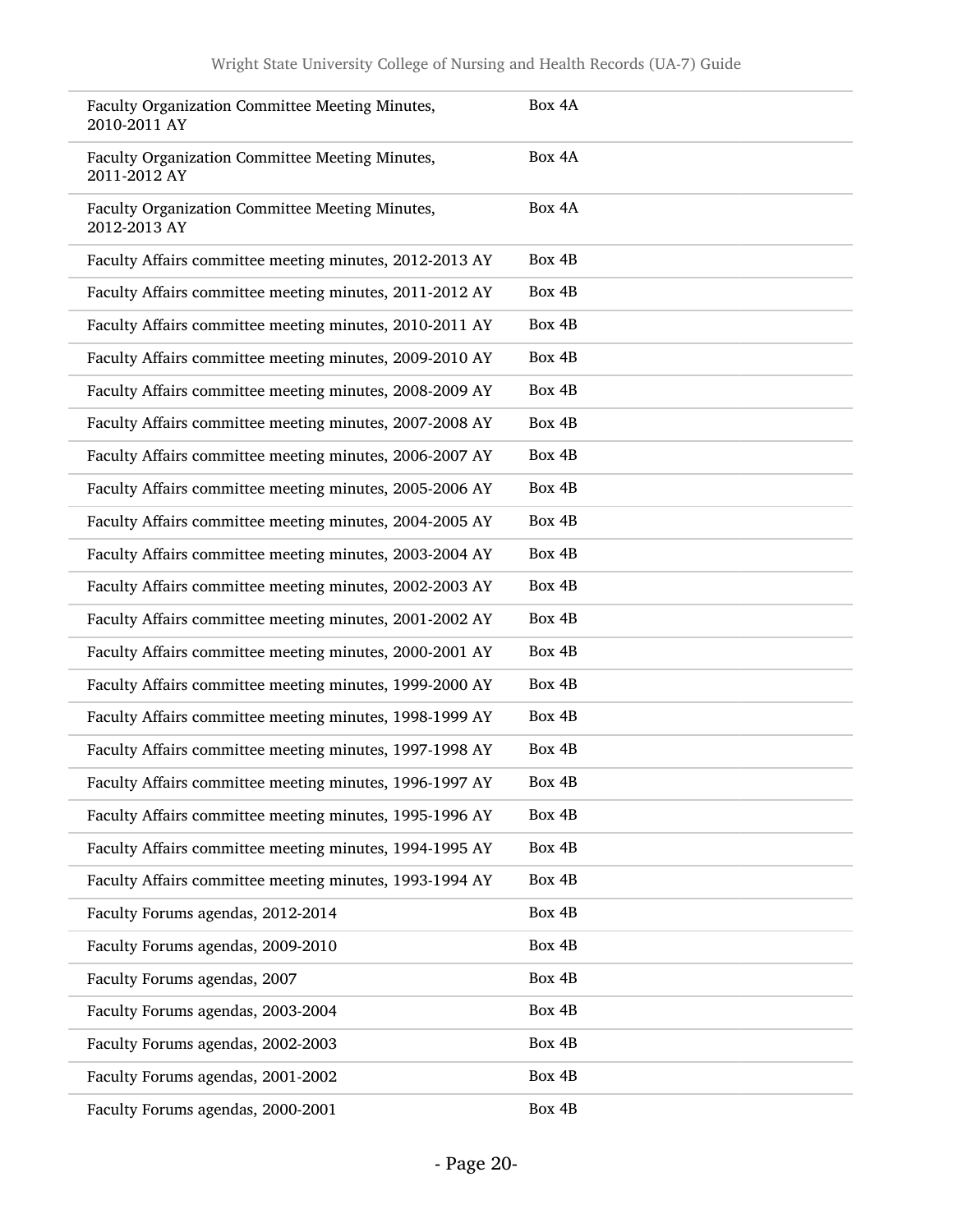| | |
|---|---|
| Faculty Organization Committee Meeting Minutes, 2010-2011 AY | Box 4A |
| Faculty Organization Committee Meeting Minutes, 2011-2012 AY | Box 4A |
| Faculty Organization Committee Meeting Minutes, 2012-2013 AY | Box 4A |
| Faculty Affairs committee meeting minutes, 2012-2013 AY | Box 4B |
| Faculty Affairs committee meeting minutes, 2011-2012 AY | Box 4B |
| Faculty Affairs committee meeting minutes, 2010-2011 AY | Box 4B |
| Faculty Affairs committee meeting minutes, 2009-2010 AY | Box 4B |
| Faculty Affairs committee meeting minutes, 2008-2009 AY | Box 4B |
| Faculty Affairs committee meeting minutes, 2007-2008 AY | Box 4B |
| Faculty Affairs committee meeting minutes, 2006-2007 AY | Box 4B |
| Faculty Affairs committee meeting minutes, 2005-2006 AY | Box 4B |
| Faculty Affairs committee meeting minutes, 2004-2005 AY | Box 4B |
| Faculty Affairs committee meeting minutes, 2003-2004 AY | Box 4B |
| Faculty Affairs committee meeting minutes, 2002-2003 AY | Box 4B |
| Faculty Affairs committee meeting minutes, 2001-2002 AY | Box 4B |
| Faculty Affairs committee meeting minutes, 2000-2001 AY | Box 4B |
| Faculty Affairs committee meeting minutes, 1999-2000 AY | Box 4B |
| Faculty Affairs committee meeting minutes, 1998-1999 AY | Box 4B |
| Faculty Affairs committee meeting minutes, 1997-1998 AY | Box 4B |
| Faculty Affairs committee meeting minutes, 1996-1997 AY | Box 4B |
| Faculty Affairs committee meeting minutes, 1995-1996 AY | Box 4B |
| Faculty Affairs committee meeting minutes, 1994-1995 AY | Box 4B |
| Faculty Affairs committee meeting minutes, 1993-1994 AY | Box 4B |
| Faculty Forums agendas, 2012-2014 | Box 4B |
| Faculty Forums agendas, 2009-2010 | Box 4B |
| Faculty Forums agendas, 2007 | Box 4B |
| Faculty Forums agendas, 2003-2004 | Box 4B |
| Faculty Forums agendas, 2002-2003 | Box 4B |
| Faculty Forums agendas, 2001-2002 | Box 4B |
| Faculty Forums agendas, 2000-2001 | Box 4B |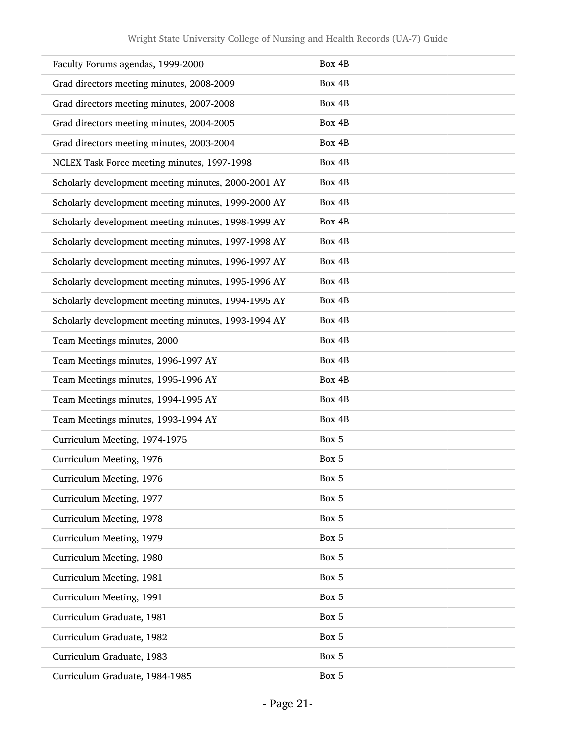| | |
|---|---|
| Faculty Forums agendas, 1999-2000 | Box 4B |
| Grad directors meeting minutes, 2008-2009 | Box 4B |
| Grad directors meeting minutes, 2007-2008 | Box 4B |
| Grad directors meeting minutes, 2004-2005 | Box 4B |
| Grad directors meeting minutes, 2003-2004 | Box 4B |
| NCLEX Task Force meeting minutes, 1997-1998 | Box 4B |
| Scholarly development meeting minutes, 2000-2001 AY | Box 4B |
| Scholarly development meeting minutes, 1999-2000 AY | Box 4B |
| Scholarly development meeting minutes, 1998-1999 AY | Box 4B |
| Scholarly development meeting minutes, 1997-1998 AY | Box 4B |
| Scholarly development meeting minutes, 1996-1997 AY | Box 4B |
| Scholarly development meeting minutes, 1995-1996 AY | Box 4B |
| Scholarly development meeting minutes, 1994-1995 AY | Box 4B |
| Scholarly development meeting minutes, 1993-1994 AY | Box 4B |
| Team Meetings minutes, 2000 | Box 4B |
| Team Meetings minutes, 1996-1997 AY | Box 4B |
| Team Meetings minutes, 1995-1996 AY | Box 4B |
| Team Meetings minutes, 1994-1995 AY | Box 4B |
| Team Meetings minutes, 1993-1994 AY | Box 4B |
| Curriculum Meeting, 1974-1975 | Box 5 |
| Curriculum Meeting, 1976 | Box 5 |
| Curriculum Meeting, 1976 | Box 5 |
| Curriculum Meeting, 1977 | Box 5 |
| Curriculum Meeting, 1978 | Box 5 |
| Curriculum Meeting, 1979 | Box 5 |
| Curriculum Meeting, 1980 | Box 5 |
| Curriculum Meeting, 1981 | Box 5 |
| Curriculum Meeting, 1991 | Box 5 |
| Curriculum Graduate, 1981 | Box 5 |
| Curriculum Graduate, 1982 | Box 5 |
| Curriculum Graduate, 1983 | Box 5 |
| Curriculum Graduate, 1984-1985 | Box 5 |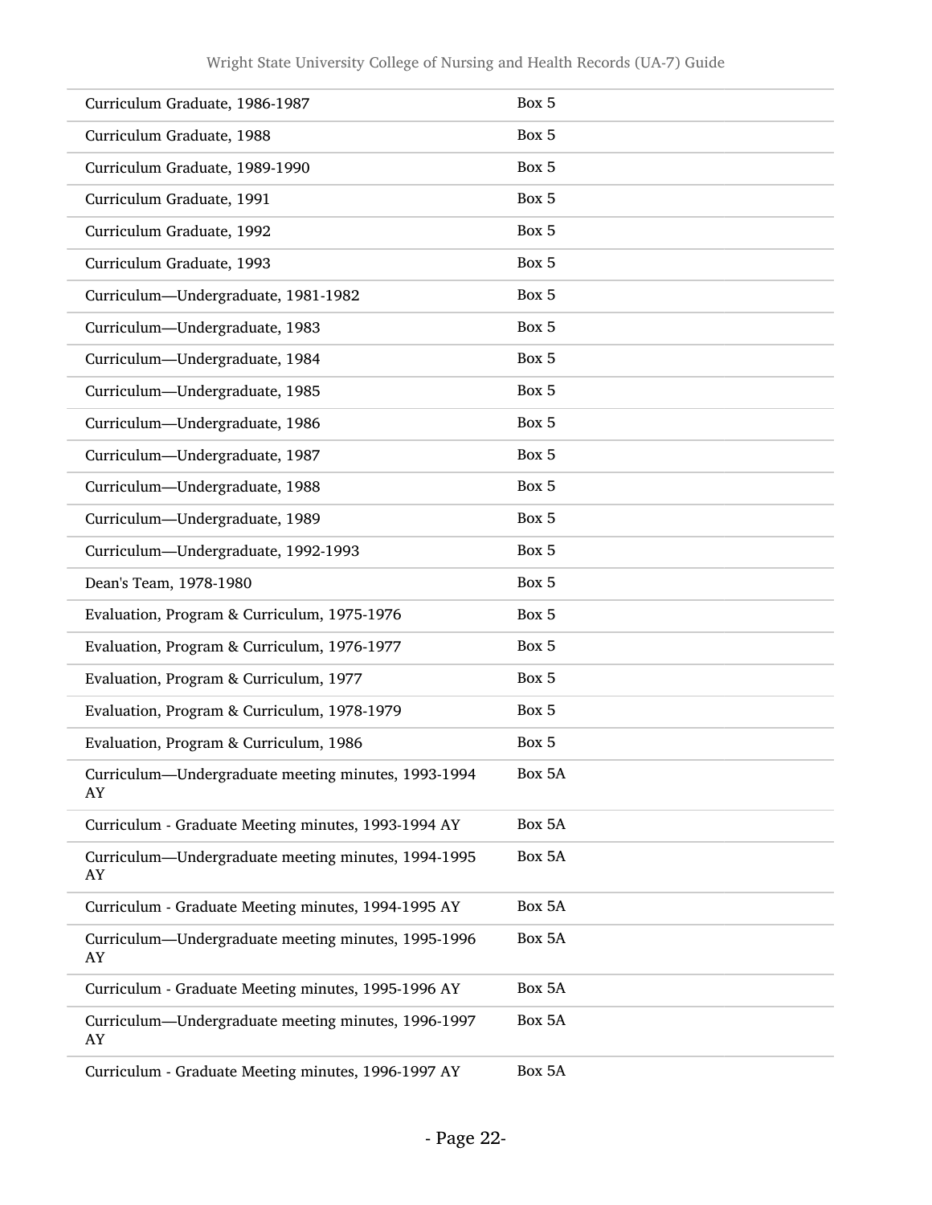| Curriculum Graduate, 1986-1987 | Box 5 |
|---|---|
| Curriculum Graduate, 1988 | Box 5 |
| Curriculum Graduate, 1989-1990 | Box 5 |
| Curriculum Graduate, 1991 | Box 5 |
| Curriculum Graduate, 1992 | Box 5 |
| Curriculum Graduate, 1993 | Box 5 |
| Curriculum—Undergraduate, 1981-1982 | Box 5 |
| Curriculum—Undergraduate, 1983 | Box 5 |
| Curriculum—Undergraduate, 1984 | Box 5 |
| Curriculum—Undergraduate, 1985 | Box 5 |
| Curriculum—Undergraduate, 1986 | Box 5 |
| Curriculum—Undergraduate, 1987 | Box 5 |
| Curriculum—Undergraduate, 1988 | Box 5 |
| Curriculum—Undergraduate, 1989 | Box 5 |
| Curriculum—Undergraduate, 1992-1993 | Box 5 |
| Dean's Team, 1978-1980 | Box 5 |
| Evaluation, Program & Curriculum, 1975-1976 | Box 5 |
| Evaluation, Program & Curriculum, 1976-1977 | Box 5 |
| Evaluation, Program & Curriculum, 1977 | Box 5 |
| Evaluation, Program & Curriculum, 1978-1979 | Box 5 |
| Evaluation, Program & Curriculum, 1986 | Box 5 |
| Curriculum—Undergraduate meeting minutes, 1993-1994 AY | Box 5A |
| Curriculum - Graduate Meeting minutes, 1993-1994 AY | Box 5A |
| Curriculum—Undergraduate meeting minutes, 1994-1995 AY | Box 5A |
| Curriculum - Graduate Meeting minutes, 1994-1995 AY | Box 5A |
| Curriculum—Undergraduate meeting minutes, 1995-1996 AY | Box 5A |
| Curriculum - Graduate Meeting minutes, 1995-1996 AY | Box 5A |
| Curriculum—Undergraduate meeting minutes, 1996-1997 AY | Box 5A |
| Curriculum - Graduate Meeting minutes, 1996-1997 AY | Box 5A |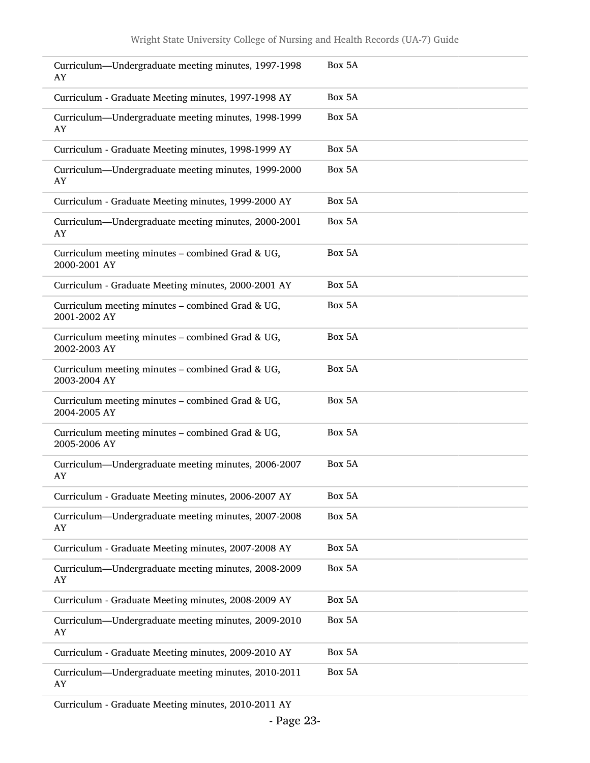| | |
|---|---|
| Curriculum—Undergraduate meeting minutes, 1997-1998 AY | Box 5A |
| Curriculum - Graduate Meeting minutes, 1997-1998 AY | Box 5A |
| Curriculum—Undergraduate meeting minutes, 1998-1999 AY | Box 5A |
| Curriculum - Graduate Meeting minutes, 1998-1999 AY | Box 5A |
| Curriculum—Undergraduate meeting minutes, 1999-2000 AY | Box 5A |
| Curriculum - Graduate Meeting minutes, 1999-2000 AY | Box 5A |
| Curriculum—Undergraduate meeting minutes, 2000-2001 AY | Box 5A |
| Curriculum meeting minutes – combined Grad & UG, 2000-2001 AY | Box 5A |
| Curriculum - Graduate Meeting minutes, 2000-2001 AY | Box 5A |
| Curriculum meeting minutes – combined Grad & UG, 2001-2002 AY | Box 5A |
| Curriculum meeting minutes – combined Grad & UG, 2002-2003 AY | Box 5A |
| Curriculum meeting minutes – combined Grad & UG, 2003-2004 AY | Box 5A |
| Curriculum meeting minutes – combined Grad & UG, 2004-2005 AY | Box 5A |
| Curriculum meeting minutes – combined Grad & UG, 2005-2006 AY | Box 5A |
| Curriculum—Undergraduate meeting minutes, 2006-2007 AY | Box 5A |
| Curriculum - Graduate Meeting minutes, 2006-2007 AY | Box 5A |
| Curriculum—Undergraduate meeting minutes, 2007-2008 AY | Box 5A |
| Curriculum - Graduate Meeting minutes, 2007-2008 AY | Box 5A |
| Curriculum—Undergraduate meeting minutes, 2008-2009 AY | Box 5A |
| Curriculum - Graduate Meeting minutes, 2008-2009 AY | Box 5A |
| Curriculum—Undergraduate meeting minutes, 2009-2010 AY | Box 5A |
| Curriculum - Graduate Meeting minutes, 2009-2010 AY | Box 5A |
| Curriculum—Undergraduate meeting minutes, 2010-2011 AY | Box 5A |
| Curriculum - Graduate Meeting minutes, 2010-2011 AY | |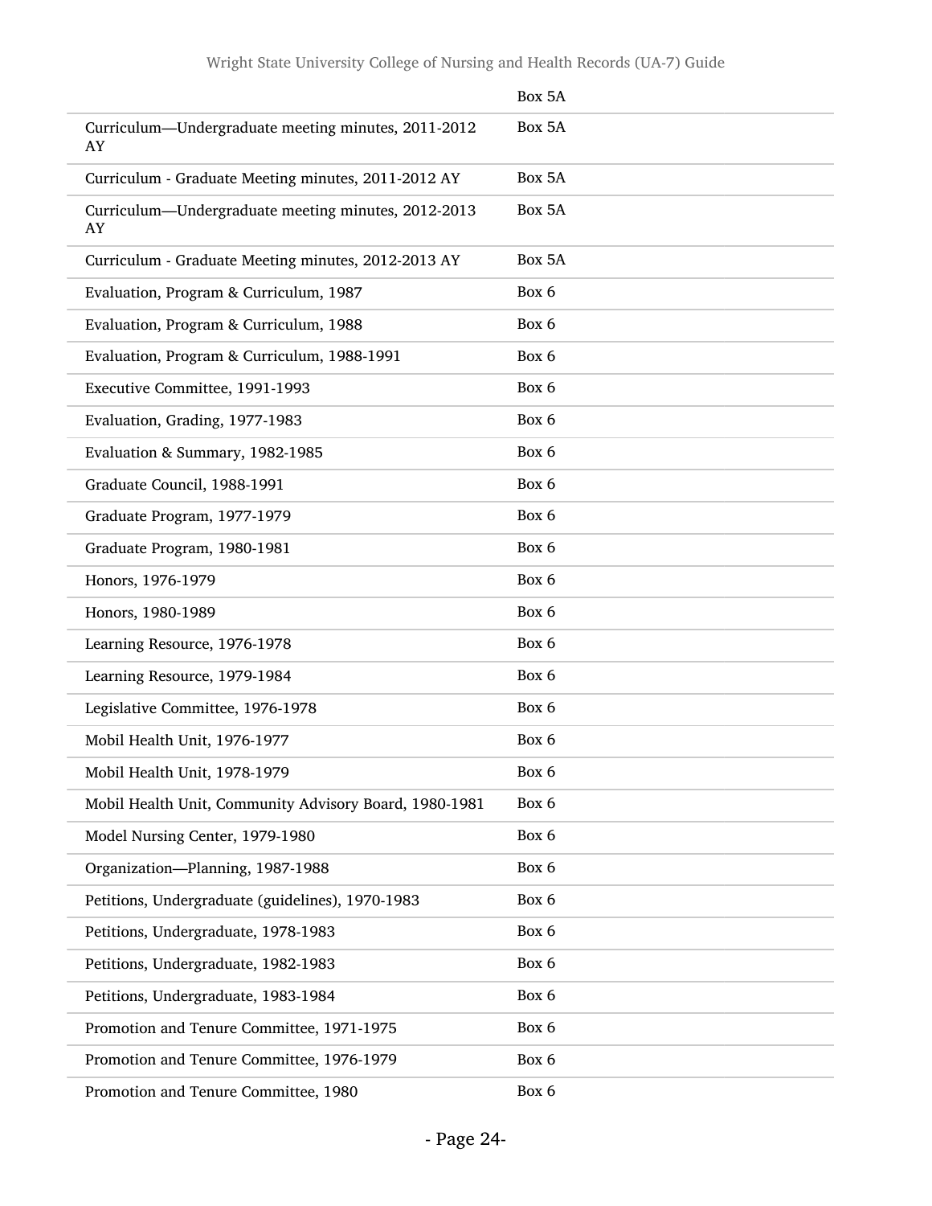| | |
|---|---|
| | Box 5A |
| Curriculum—Undergraduate meeting minutes, 2011-2012 AY | Box 5A |
| Curriculum - Graduate Meeting minutes, 2011-2012 AY | Box 5A |
| Curriculum—Undergraduate meeting minutes, 2012-2013 AY | Box 5A |
| Curriculum - Graduate Meeting minutes, 2012-2013 AY | Box 5A |
| Evaluation, Program & Curriculum, 1987 | Box 6 |
| Evaluation, Program & Curriculum, 1988 | Box 6 |
| Evaluation, Program & Curriculum, 1988-1991 | Box 6 |
| Executive Committee, 1991-1993 | Box 6 |
| Evaluation, Grading, 1977-1983 | Box 6 |
| Evaluation & Summary, 1982-1985 | Box 6 |
| Graduate Council, 1988-1991 | Box 6 |
| Graduate Program, 1977-1979 | Box 6 |
| Graduate Program, 1980-1981 | Box 6 |
| Honors, 1976-1979 | Box 6 |
| Honors, 1980-1989 | Box 6 |
| Learning Resource, 1976-1978 | Box 6 |
| Learning Resource, 1979-1984 | Box 6 |
| Legislative Committee, 1976-1978 | Box 6 |
| Mobil Health Unit, 1976-1977 | Box 6 |
| Mobil Health Unit, 1978-1979 | Box 6 |
| Mobil Health Unit, Community Advisory Board, 1980-1981 | Box 6 |
| Model Nursing Center, 1979-1980 | Box 6 |
| Organization—Planning, 1987-1988 | Box 6 |
| Petitions, Undergraduate (guidelines), 1970-1983 | Box 6 |
| Petitions, Undergraduate, 1978-1983 | Box 6 |
| Petitions, Undergraduate, 1982-1983 | Box 6 |
| Petitions, Undergraduate, 1983-1984 | Box 6 |
| Promotion and Tenure Committee, 1971-1975 | Box 6 |
| Promotion and Tenure Committee, 1976-1979 | Box 6 |
| Promotion and Tenure Committee, 1980 | Box 6 |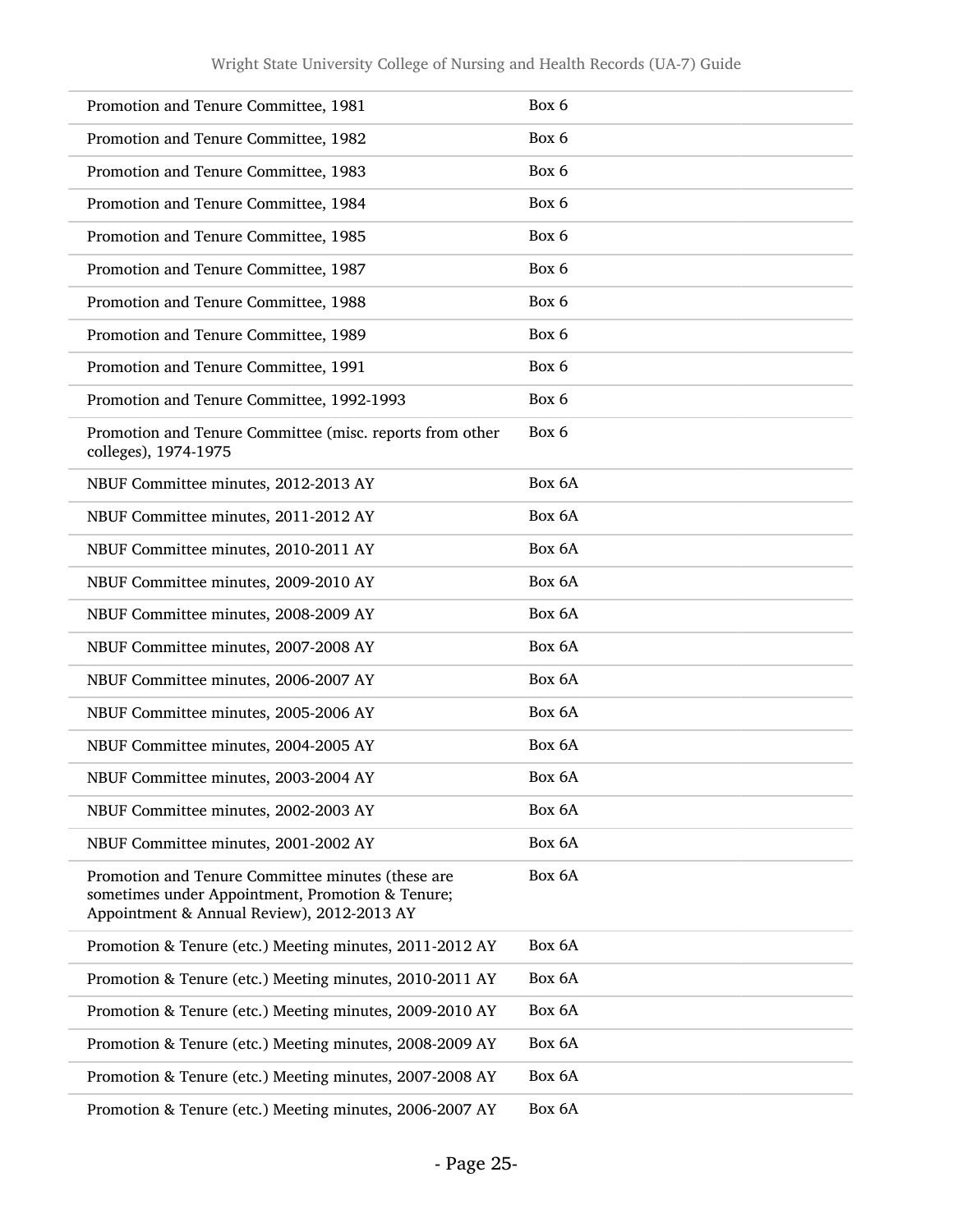| | |
|---|---|
| Promotion and Tenure Committee, 1981 | Box 6 |
| Promotion and Tenure Committee, 1982 | Box 6 |
| Promotion and Tenure Committee, 1983 | Box 6 |
| Promotion and Tenure Committee, 1984 | Box 6 |
| Promotion and Tenure Committee, 1985 | Box 6 |
| Promotion and Tenure Committee, 1987 | Box 6 |
| Promotion and Tenure Committee, 1988 | Box 6 |
| Promotion and Tenure Committee, 1989 | Box 6 |
| Promotion and Tenure Committee, 1991 | Box 6 |
| Promotion and Tenure Committee, 1992-1993 | Box 6 |
| Promotion and Tenure Committee (misc. reports from other colleges), 1974-1975 | Box 6 |
| NBUF Committee minutes, 2012-2013 AY | Box 6A |
| NBUF Committee minutes, 2011-2012 AY | Box 6A |
| NBUF Committee minutes, 2010-2011 AY | Box 6A |
| NBUF Committee minutes, 2009-2010 AY | Box 6A |
| NBUF Committee minutes, 2008-2009 AY | Box 6A |
| NBUF Committee minutes, 2007-2008 AY | Box 6A |
| NBUF Committee minutes, 2006-2007 AY | Box 6A |
| NBUF Committee minutes, 2005-2006 AY | Box 6A |
| NBUF Committee minutes, 2004-2005 AY | Box 6A |
| NBUF Committee minutes, 2003-2004 AY | Box 6A |
| NBUF Committee minutes, 2002-2003 AY | Box 6A |
| NBUF Committee minutes, 2001-2002 AY | Box 6A |
| Promotion and Tenure Committee minutes (these are sometimes under Appointment, Promotion & Tenure; Appointment & Annual Review), 2012-2013 AY | Box 6A |
| Promotion & Tenure (etc.) Meeting minutes, 2011-2012 AY | Box 6A |
| Promotion & Tenure (etc.) Meeting minutes, 2010-2011 AY | Box 6A |
| Promotion & Tenure (etc.) Meeting minutes, 2009-2010 AY | Box 6A |
| Promotion & Tenure (etc.) Meeting minutes, 2008-2009 AY | Box 6A |
| Promotion & Tenure (etc.) Meeting minutes, 2007-2008 AY | Box 6A |
| Promotion & Tenure (etc.) Meeting minutes, 2006-2007 AY | Box 6A |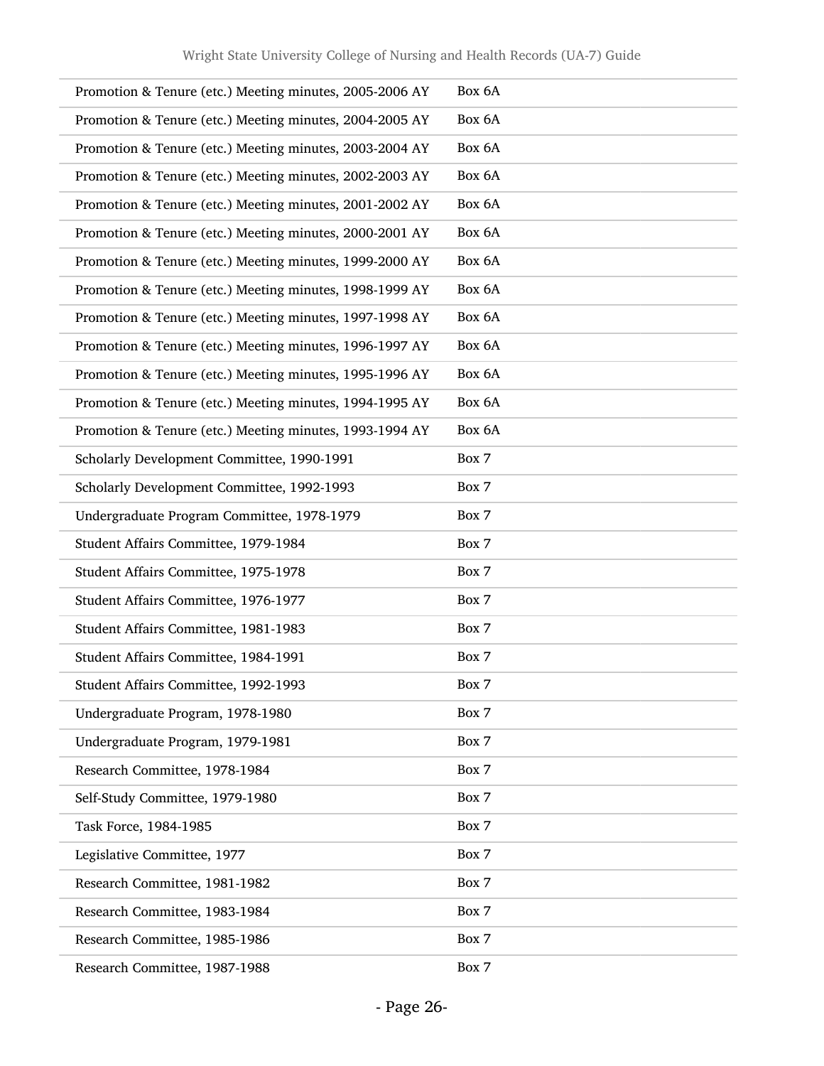| | |
|---|---|
| Promotion & Tenure (etc.) Meeting minutes, 2005-2006 AY | Box 6A |
| Promotion & Tenure (etc.) Meeting minutes, 2004-2005 AY | Box 6A |
| Promotion & Tenure (etc.) Meeting minutes, 2003-2004 AY | Box 6A |
| Promotion & Tenure (etc.) Meeting minutes, 2002-2003 AY | Box 6A |
| Promotion & Tenure (etc.) Meeting minutes, 2001-2002 AY | Box 6A |
| Promotion & Tenure (etc.) Meeting minutes, 2000-2001 AY | Box 6A |
| Promotion & Tenure (etc.) Meeting minutes, 1999-2000 AY | Box 6A |
| Promotion & Tenure (etc.) Meeting minutes, 1998-1999 AY | Box 6A |
| Promotion & Tenure (etc.) Meeting minutes, 1997-1998 AY | Box 6A |
| Promotion & Tenure (etc.) Meeting minutes, 1996-1997 AY | Box 6A |
| Promotion & Tenure (etc.) Meeting minutes, 1995-1996 AY | Box 6A |
| Promotion & Tenure (etc.) Meeting minutes, 1994-1995 AY | Box 6A |
| Promotion & Tenure (etc.) Meeting minutes, 1993-1994 AY | Box 6A |
| Scholarly Development Committee, 1990-1991 | Box 7 |
| Scholarly Development Committee, 1992-1993 | Box 7 |
| Undergraduate Program Committee, 1978-1979 | Box 7 |
| Student Affairs Committee, 1979-1984 | Box 7 |
| Student Affairs Committee, 1975-1978 | Box 7 |
| Student Affairs Committee, 1976-1977 | Box 7 |
| Student Affairs Committee, 1981-1983 | Box 7 |
| Student Affairs Committee, 1984-1991 | Box 7 |
| Student Affairs Committee, 1992-1993 | Box 7 |
| Undergraduate Program, 1978-1980 | Box 7 |
| Undergraduate Program, 1979-1981 | Box 7 |
| Research Committee, 1978-1984 | Box 7 |
| Self-Study Committee, 1979-1980 | Box 7 |
| Task Force, 1984-1985 | Box 7 |
| Legislative Committee, 1977 | Box 7 |
| Research Committee, 1981-1982 | Box 7 |
| Research Committee, 1983-1984 | Box 7 |
| Research Committee, 1985-1986 | Box 7 |
| Research Committee, 1987-1988 | Box 7 |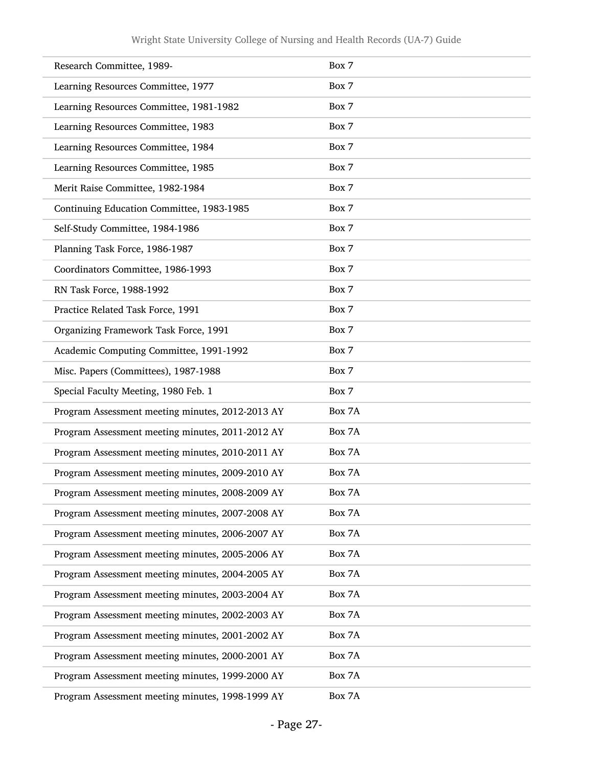| | |
|---|---|
| Research Committee, 1989- | Box 7 |
| Learning Resources Committee, 1977 | Box 7 |
| Learning Resources Committee, 1981-1982 | Box 7 |
| Learning Resources Committee, 1983 | Box 7 |
| Learning Resources Committee, 1984 | Box 7 |
| Learning Resources Committee, 1985 | Box 7 |
| Merit Raise Committee, 1982-1984 | Box 7 |
| Continuing Education Committee, 1983-1985 | Box 7 |
| Self-Study Committee, 1984-1986 | Box 7 |
| Planning Task Force, 1986-1987 | Box 7 |
| Coordinators Committee, 1986-1993 | Box 7 |
| RN Task Force, 1988-1992 | Box 7 |
| Practice Related Task Force, 1991 | Box 7 |
| Organizing Framework Task Force, 1991 | Box 7 |
| Academic Computing Committee, 1991-1992 | Box 7 |
| Misc. Papers (Committees), 1987-1988 | Box 7 |
| Special Faculty Meeting, 1980 Feb. 1 | Box 7 |
| Program Assessment meeting minutes, 2012-2013 AY | Box 7A |
| Program Assessment meeting minutes, 2011-2012 AY | Box 7A |
| Program Assessment meeting minutes, 2010-2011 AY | Box 7A |
| Program Assessment meeting minutes, 2009-2010 AY | Box 7A |
| Program Assessment meeting minutes, 2008-2009 AY | Box 7A |
| Program Assessment meeting minutes, 2007-2008 AY | Box 7A |
| Program Assessment meeting minutes, 2006-2007 AY | Box 7A |
| Program Assessment meeting minutes, 2005-2006 AY | Box 7A |
| Program Assessment meeting minutes, 2004-2005 AY | Box 7A |
| Program Assessment meeting minutes, 2003-2004 AY | Box 7A |
| Program Assessment meeting minutes, 2002-2003 AY | Box 7A |
| Program Assessment meeting minutes, 2001-2002 AY | Box 7A |
| Program Assessment meeting minutes, 2000-2001 AY | Box 7A |
| Program Assessment meeting minutes, 1999-2000 AY | Box 7A |
| Program Assessment meeting minutes, 1998-1999 AY | Box 7A |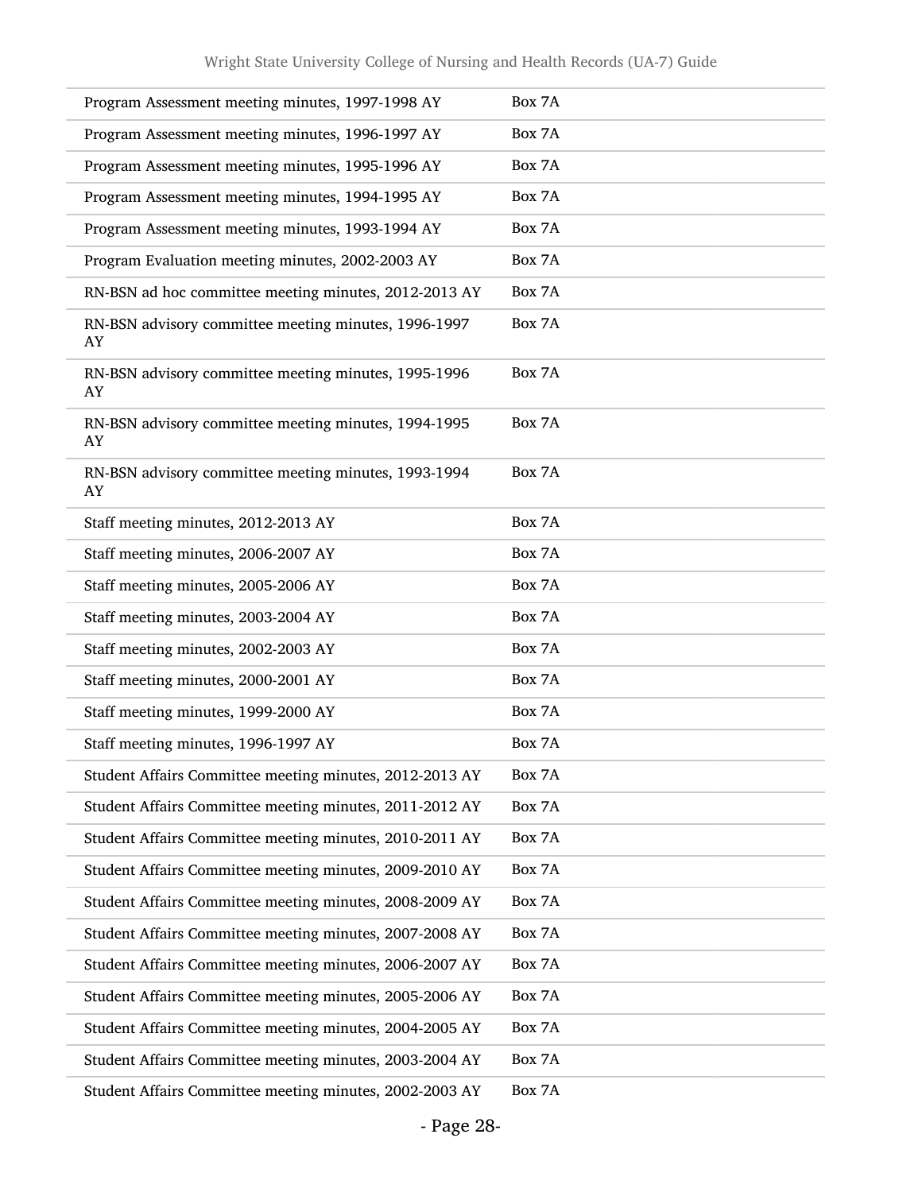| | |
|---|---|
| Program Assessment meeting minutes, 1997-1998 AY | Box 7A |
| Program Assessment meeting minutes, 1996-1997 AY | Box 7A |
| Program Assessment meeting minutes, 1995-1996 AY | Box 7A |
| Program Assessment meeting minutes, 1994-1995 AY | Box 7A |
| Program Assessment meeting minutes, 1993-1994 AY | Box 7A |
| Program Evaluation meeting minutes, 2002-2003 AY | Box 7A |
| RN-BSN ad hoc committee meeting minutes, 2012-2013 AY | Box 7A |
| RN-BSN advisory committee meeting minutes, 1996-1997 AY | Box 7A |
| RN-BSN advisory committee meeting minutes, 1995-1996 AY | Box 7A |
| RN-BSN advisory committee meeting minutes, 1994-1995 AY | Box 7A |
| RN-BSN advisory committee meeting minutes, 1993-1994 AY | Box 7A |
| Staff meeting minutes, 2012-2013 AY | Box 7A |
| Staff meeting minutes, 2006-2007 AY | Box 7A |
| Staff meeting minutes, 2005-2006 AY | Box 7A |
| Staff meeting minutes, 2003-2004 AY | Box 7A |
| Staff meeting minutes, 2002-2003 AY | Box 7A |
| Staff meeting minutes, 2000-2001 AY | Box 7A |
| Staff meeting minutes, 1999-2000 AY | Box 7A |
| Staff meeting minutes, 1996-1997 AY | Box 7A |
| Student Affairs Committee meeting minutes, 2012-2013 AY | Box 7A |
| Student Affairs Committee meeting minutes, 2011-2012 AY | Box 7A |
| Student Affairs Committee meeting minutes, 2010-2011 AY | Box 7A |
| Student Affairs Committee meeting minutes, 2009-2010 AY | Box 7A |
| Student Affairs Committee meeting minutes, 2008-2009 AY | Box 7A |
| Student Affairs Committee meeting minutes, 2007-2008 AY | Box 7A |
| Student Affairs Committee meeting minutes, 2006-2007 AY | Box 7A |
| Student Affairs Committee meeting minutes, 2005-2006 AY | Box 7A |
| Student Affairs Committee meeting minutes, 2004-2005 AY | Box 7A |
| Student Affairs Committee meeting minutes, 2003-2004 AY | Box 7A |
| Student Affairs Committee meeting minutes, 2002-2003 AY | Box 7A |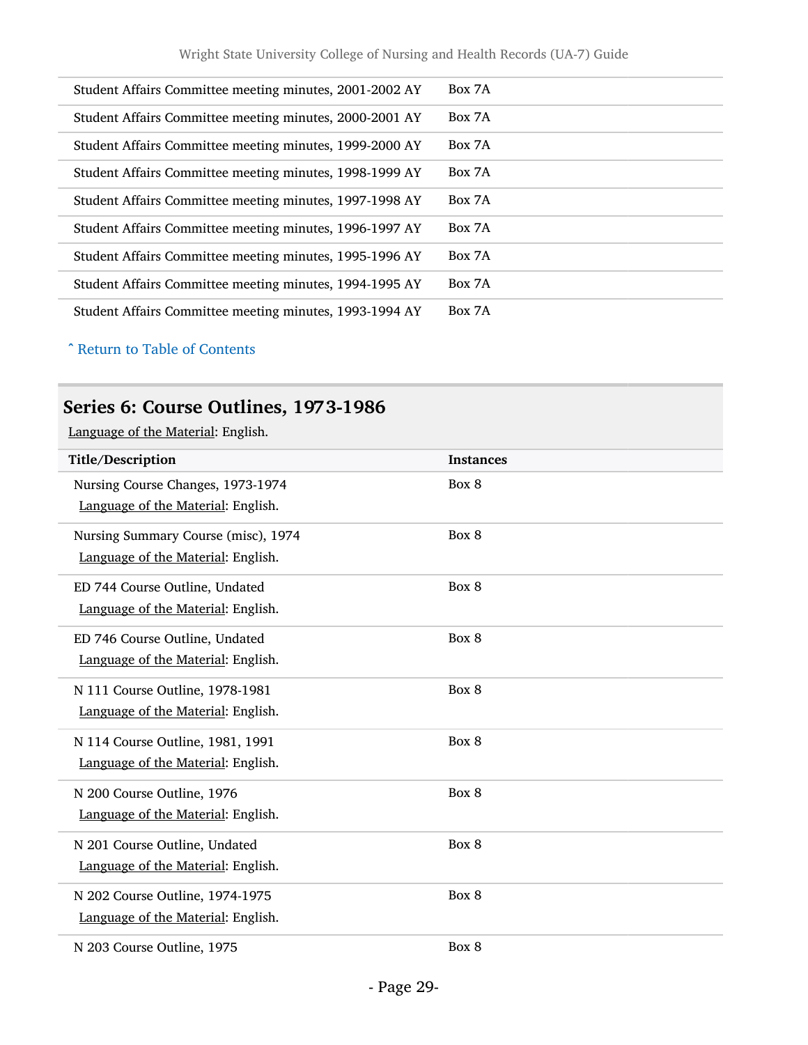| Student Affairs Committee meeting minutes, 2001-2002 AY | Box 7A |
|---|---|
| Student Affairs Committee meeting minutes, 2000-2001 AY | Box 7A |
| Student Affairs Committee meeting minutes, 1999-2000 AY | Box 7A |
| Student Affairs Committee meeting minutes, 1998-1999 AY | Box 7A |
| Student Affairs Committee meeting minutes, 1997-1998 AY | Box 7A |
| Student Affairs Committee meeting minutes, 1996-1997 AY | Box 7A |
| Student Affairs Committee meeting minutes, 1995-1996 AY | Box 7A |
| Student Affairs Committee meeting minutes, 1994-1995 AY | Box 7A |
| Student Affairs Committee meeting minutes, 1993-1994 AY | Box 7A |

ˆ Return to Table of Contents

## Series 6: Course Outlines, 1973-1986

Language of the Material: English.

| Title/Description | Instances |
|---|---|
| Nursing Course Changes, 1973-1974<br>Language of the Material: English. | Box 8 |
| Nursing Summary Course (misc), 1974<br>Language of the Material: English. | Box 8 |
| ED 744 Course Outline, Undated<br>Language of the Material: English. | Box 8 |
| ED 746 Course Outline, Undated<br>Language of the Material: English. | Box 8 |
| N 111 Course Outline, 1978-1981<br>Language of the Material: English. | Box 8 |
| N 114 Course Outline, 1981, 1991<br>Language of the Material: English. | Box 8 |
| N 200 Course Outline, 1976<br>Language of the Material: English. | Box 8 |
| N 201 Course Outline, Undated<br>Language of the Material: English. | Box 8 |
| N 202 Course Outline, 1974-1975<br>Language of the Material: English. | Box 8 |
| N 203 Course Outline, 1975 | Box 8 |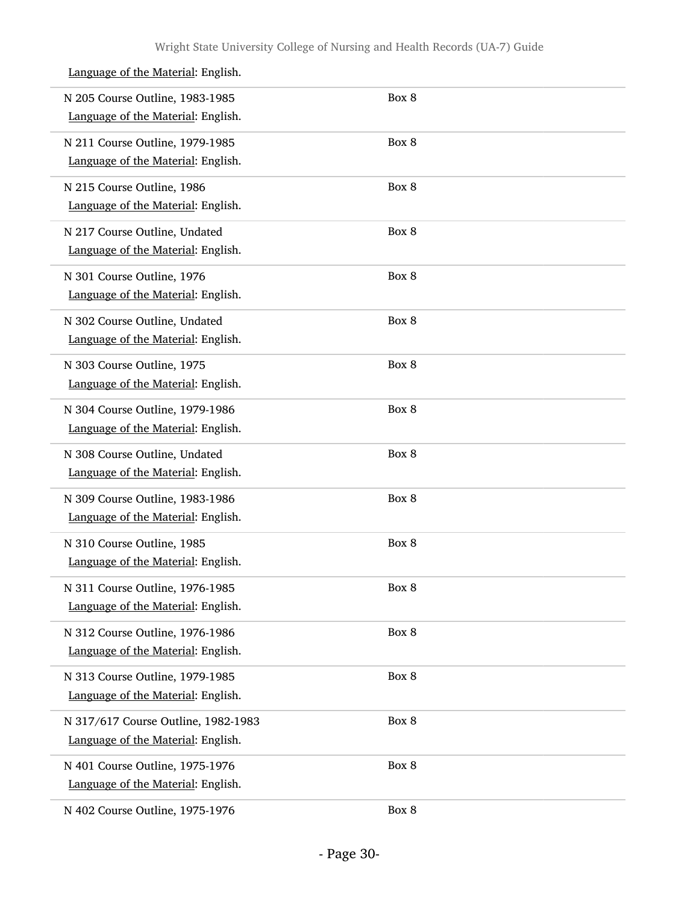Language of the Material: English.

| | |
|---|---|
| N 205 Course Outline, 1983-1985<br>Language of the Material: English. | Box 8 |
| N 211 Course Outline, 1979-1985<br>Language of the Material: English. | Box 8 |
| N 215 Course Outline, 1986<br>Language of the Material: English. | Box 8 |
| N 217 Course Outline, Undated<br>Language of the Material: English. | Box 8 |
| N 301 Course Outline, 1976<br>Language of the Material: English. | Box 8 |
| N 302 Course Outline, Undated<br>Language of the Material: English. | Box 8 |
| N 303 Course Outline, 1975<br>Language of the Material: English. | Box 8 |
| N 304 Course Outline, 1979-1986<br>Language of the Material: English. | Box 8 |
| N 308 Course Outline, Undated<br>Language of the Material: English. | Box 8 |
| N 309 Course Outline, 1983-1986<br>Language of the Material: English. | Box 8 |
| N 310 Course Outline, 1985<br>Language of the Material: English. | Box 8 |
| N 311 Course Outline, 1976-1985<br>Language of the Material: English. | Box 8 |
| N 312 Course Outline, 1976-1986<br>Language of the Material: English. | Box 8 |
| N 313 Course Outline, 1979-1985<br>Language of the Material: English. | Box 8 |
| N 317/617 Course Outline, 1982-1983<br>Language of the Material: English. | Box 8 |
| N 401 Course Outline, 1975-1976<br>Language of the Material: English. | Box 8 |
| N 402 Course Outline, 1975-1976 | Box 8 |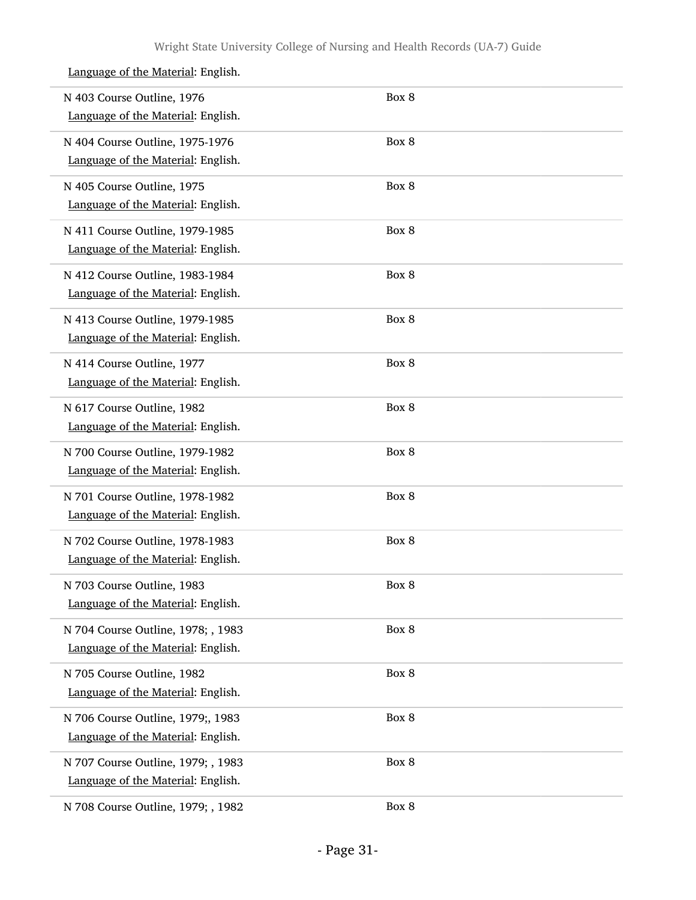Language of the Material: English.

| | |
|---|---|
| N 403 Course Outline, 1976<br>Language of the Material: English. | Box 8 |
| N 404 Course Outline, 1975-1976<br>Language of the Material: English. | Box 8 |
| N 405 Course Outline, 1975<br>Language of the Material: English. | Box 8 |
| N 411 Course Outline, 1979-1985<br>Language of the Material: English. | Box 8 |
| N 412 Course Outline, 1983-1984<br>Language of the Material: English. | Box 8 |
| N 413 Course Outline, 1979-1985<br>Language of the Material: English. | Box 8 |
| N 414 Course Outline, 1977<br>Language of the Material: English. | Box 8 |
| N 617 Course Outline, 1982<br>Language of the Material: English. | Box 8 |
| N 700 Course Outline, 1979-1982<br>Language of the Material: English. | Box 8 |
| N 701 Course Outline, 1978-1982<br>Language of the Material: English. | Box 8 |
| N 702 Course Outline, 1978-1983<br>Language of the Material: English. | Box 8 |
| N 703 Course Outline, 1983<br>Language of the Material: English. | Box 8 |
| N 704 Course Outline, 1978; , 1983<br>Language of the Material: English. | Box 8 |
| N 705 Course Outline, 1982<br>Language of the Material: English. | Box 8 |
| N 706 Course Outline, 1979;, 1983<br>Language of the Material: English. | Box 8 |
| N 707 Course Outline, 1979; , 1983<br>Language of the Material: English. | Box 8 |
| N 708 Course Outline, 1979; , 1982 | Box 8 |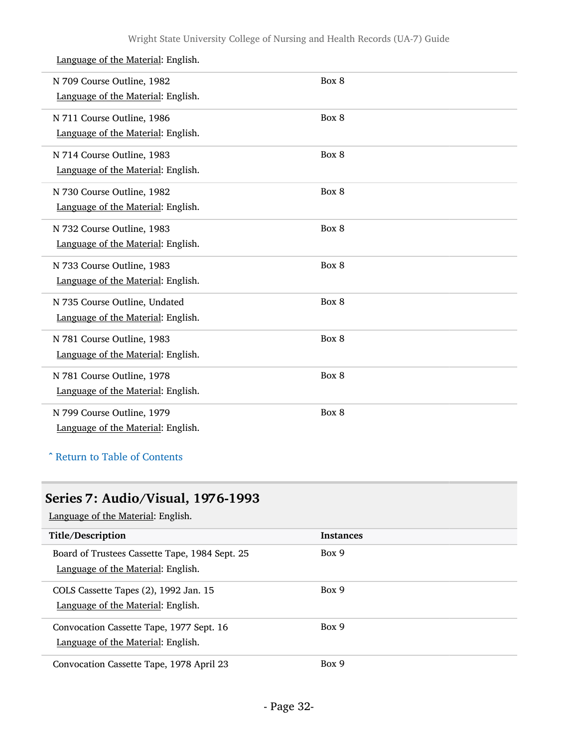Language of the Material: English.

| | |
|---|---|
| N 709 Course Outline, 1982<br>Language of the Material: English. | Box 8 |
| N 711 Course Outline, 1986<br>Language of the Material: English. | Box 8 |
| N 714 Course Outline, 1983<br>Language of the Material: English. | Box 8 |
| N 730 Course Outline, 1982<br>Language of the Material: English. | Box 8 |
| N 732 Course Outline, 1983<br>Language of the Material: English. | Box 8 |
| N 733 Course Outline, 1983<br>Language of the Material: English. | Box 8 |
| N 735 Course Outline, Undated<br>Language of the Material: English. | Box 8 |
| N 781 Course Outline, 1983<br>Language of the Material: English. | Box 8 |
| N 781 Course Outline, 1978<br>Language of the Material: English. | Box 8 |
| N 799 Course Outline, 1979<br>Language of the Material: English. | Box 8 |

ˆ Return to Table of Contents

## Series 7: Audio/Visual, 1976-1993

Language of the Material: English.

| Title/Description | Instances |
|---|---|
| Board of Trustees Cassette Tape, 1984 Sept. 25<br>Language of the Material: English. | Box 9 |
| COLS Cassette Tapes (2), 1992 Jan. 15<br>Language of the Material: English. | Box 9 |
| Convocation Cassette Tape, 1977 Sept. 16<br>Language of the Material: English. | Box 9 |
| Convocation Cassette Tape, 1978 April 23 | Box 9 |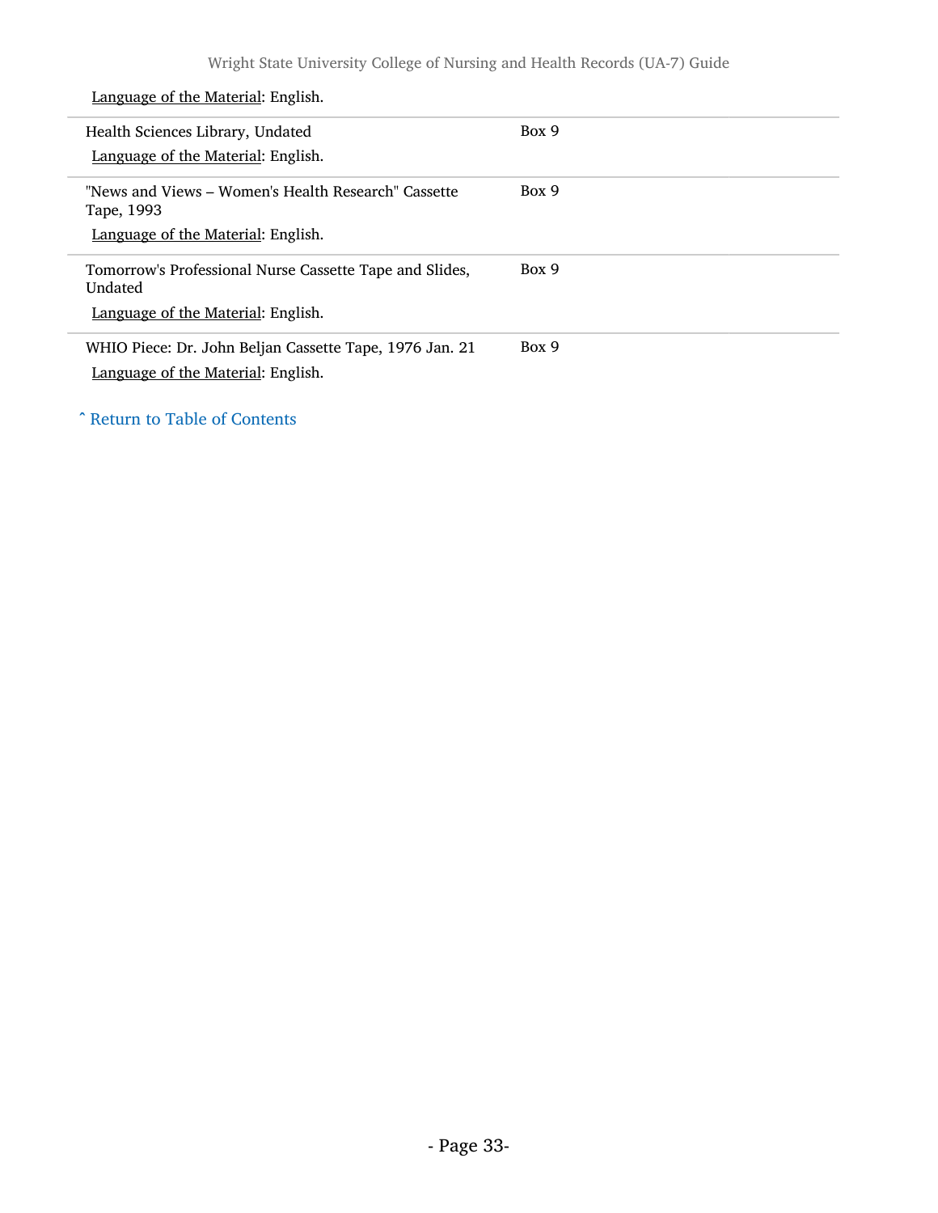Language of the Material: English.

| | |
|---|---|
| Health Sciences Library, Undated<br>Language of the Material: English. | Box 9 |
| "News and Views – Women's Health Research" Cassette Tape, 1993<br>Language of the Material: English. | Box 9 |
| Tomorrow's Professional Nurse Cassette Tape and Slides, Undated<br>Language of the Material: English. | Box 9 |
| WHIO Piece: Dr. John Beljan Cassette Tape, 1976 Jan. 21<br>Language of the Material: English. | Box 9 |

ˆ Return to Table of Contents